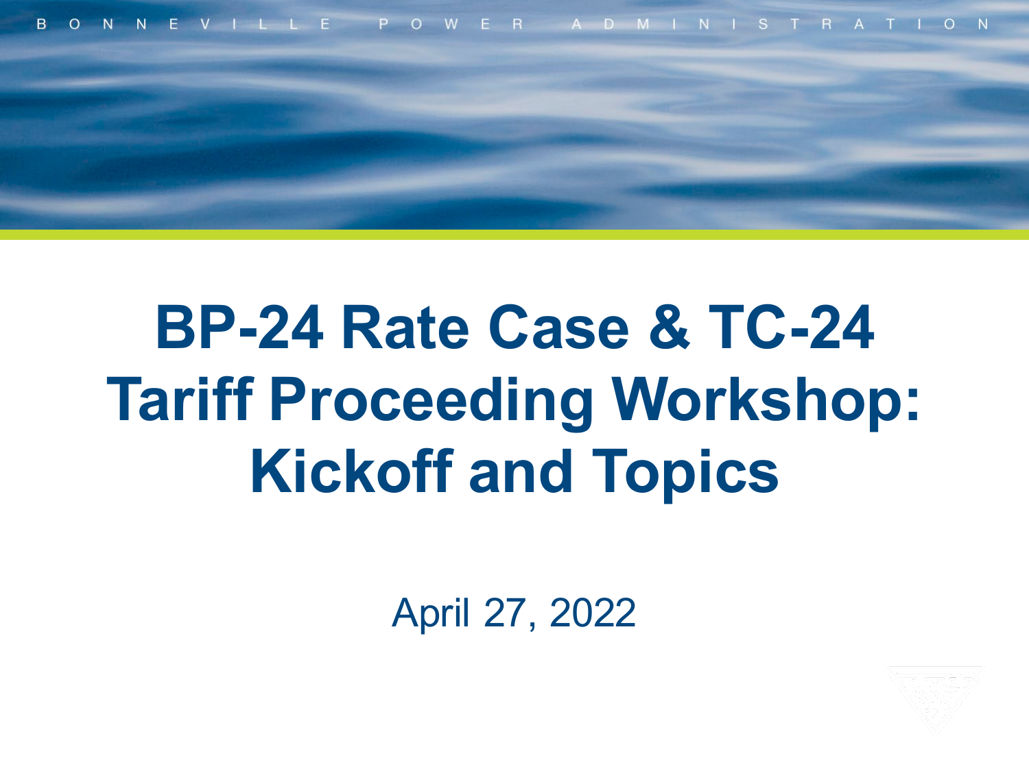BONNEVILLE POWER ADMINISTRATION

# BP-24 Rate Case & TC-24 Tariff Proceeding Workshop: Kickoff and Topics

April 27, 2022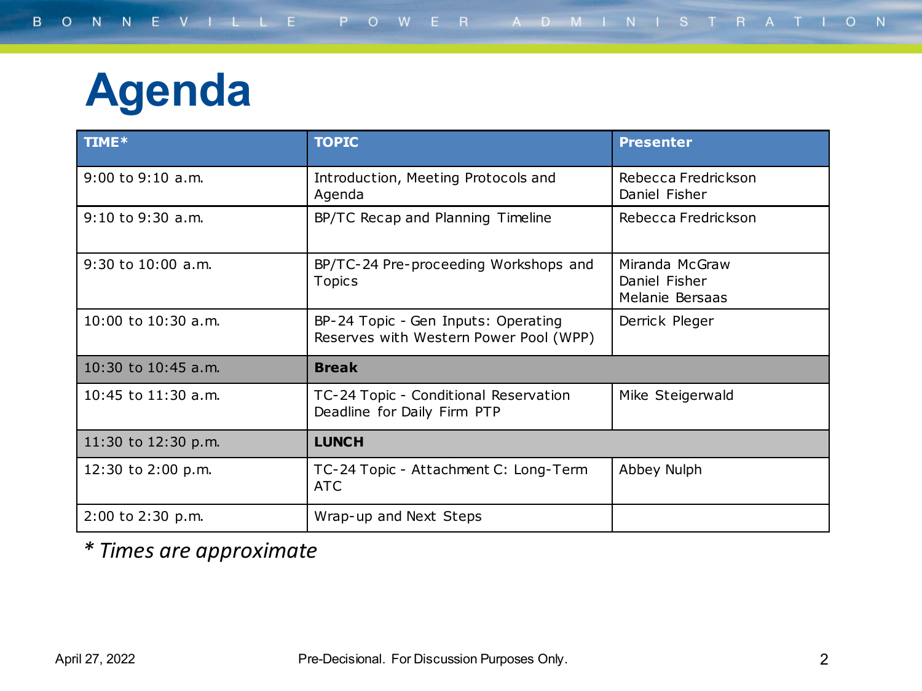# Agenda

| TIME* | TOPIC | Presenter |
|---|---|---|
| 9:00 to 9:10 a.m. | Introduction, Meeting Protocols and Agenda | Rebecca Fredrickson<br>Daniel Fisher |
| 9:10 to 9:30 a.m. | BP/TC Recap and Planning Timeline | Rebecca Fredrickson |
| 9:30 to 10:00 a.m. | BP/TC-24 Pre-proceeding Workshops and Topics | Miranda McGraw<br>Daniel Fisher<br>Melanie Bersaas |
| 10:00 to 10:30 a.m. | BP-24 Topic - Gen Inputs: Operating Reserves with Western Power Pool (WPP) | Derrick Pleger |
| 10:30 to 10:45 a.m. | **Break** | |
| 10:45 to 11:30 a.m. | TC-24 Topic - Conditional Reservation Deadline for Daily Firm PTP | Mike Steigerwald |
| 11:30 to 12:30 p.m. | **LUNCH** | |
| 12:30 to 2:00 p.m. | TC-24 Topic - Attachment C: Long-Term ATC | Abbey Nulph |
| 2:00 to 2:30 p.m. | Wrap-up and Next Steps | |

*\* Times are approximate*

April 27, 2022 Pre-Decisional. For Discussion Purposes Only.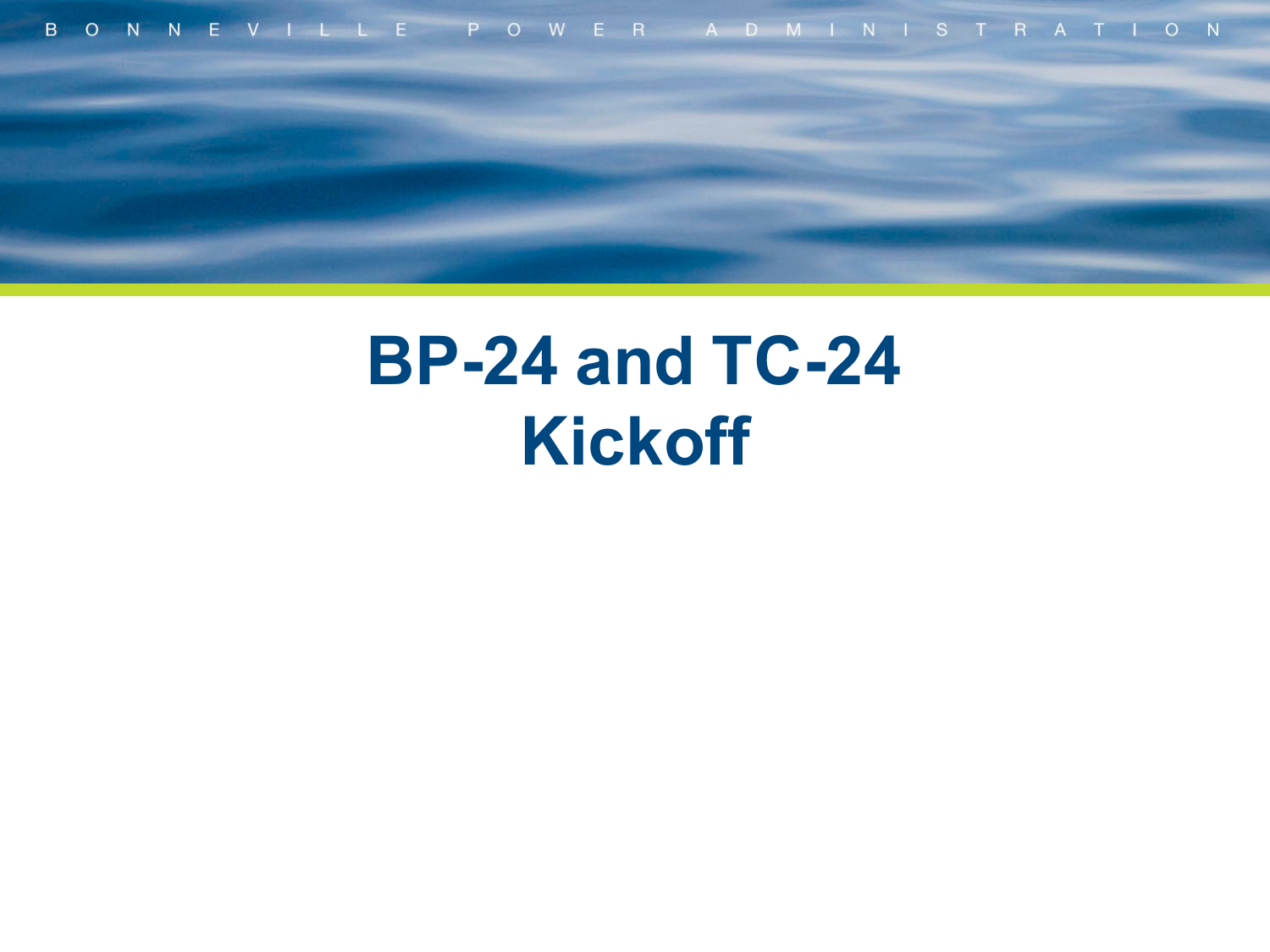# BP-24 and TC-24 Kickoff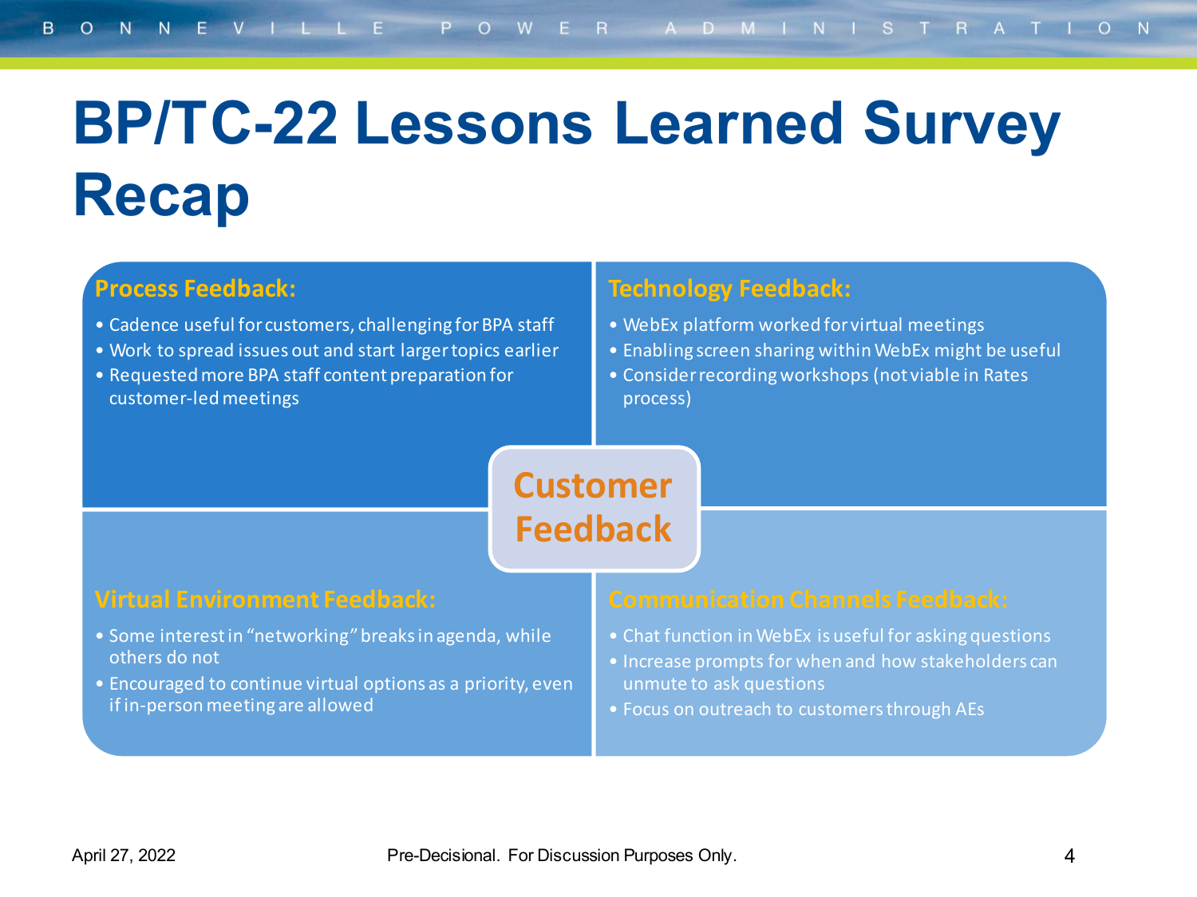# BP/TC-22 Lessons Learned Survey Recap

## Customer Feedback

### Process Feedback:

- Cadence useful for customers, challenging for BPA staff
- Work to spread issues out and start larger topics earlier
- Requested more BPA staff content preparation for customer-led meetings

### Technology Feedback:

- WebEx platform worked for virtual meetings
- Enabling screen sharing within WebEx might be useful
- Consider recording workshops (not viable in Rates process)

### Virtual Environment Feedback:

- Some interest in "networking" breaks in agenda, while others do not
- Encouraged to continue virtual options as a priority, even if in-person meeting are allowed

### Communication Channels Feedback:

- Chat function in WebEx is useful for asking questions
- Increase prompts for when and how stakeholders can unmute to ask questions
- Focus on outreach to customers through AEs

April 27, 2022 Pre-Decisional. For Discussion Purposes Only.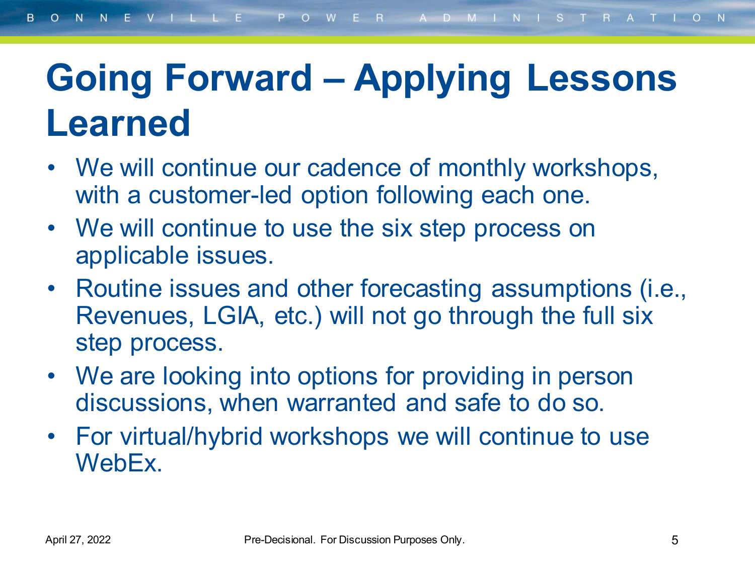# Going Forward – Applying Lessons Learned

- We will continue our cadence of monthly workshops, with a customer-led option following each one.
- We will continue to use the six step process on applicable issues.
- Routine issues and other forecasting assumptions (i.e., Revenues, LGIA, etc.) will not go through the full six step process.
- We are looking into options for providing in person discussions, when warranted and safe to do so.
- For virtual/hybrid workshops we will continue to use WebEx.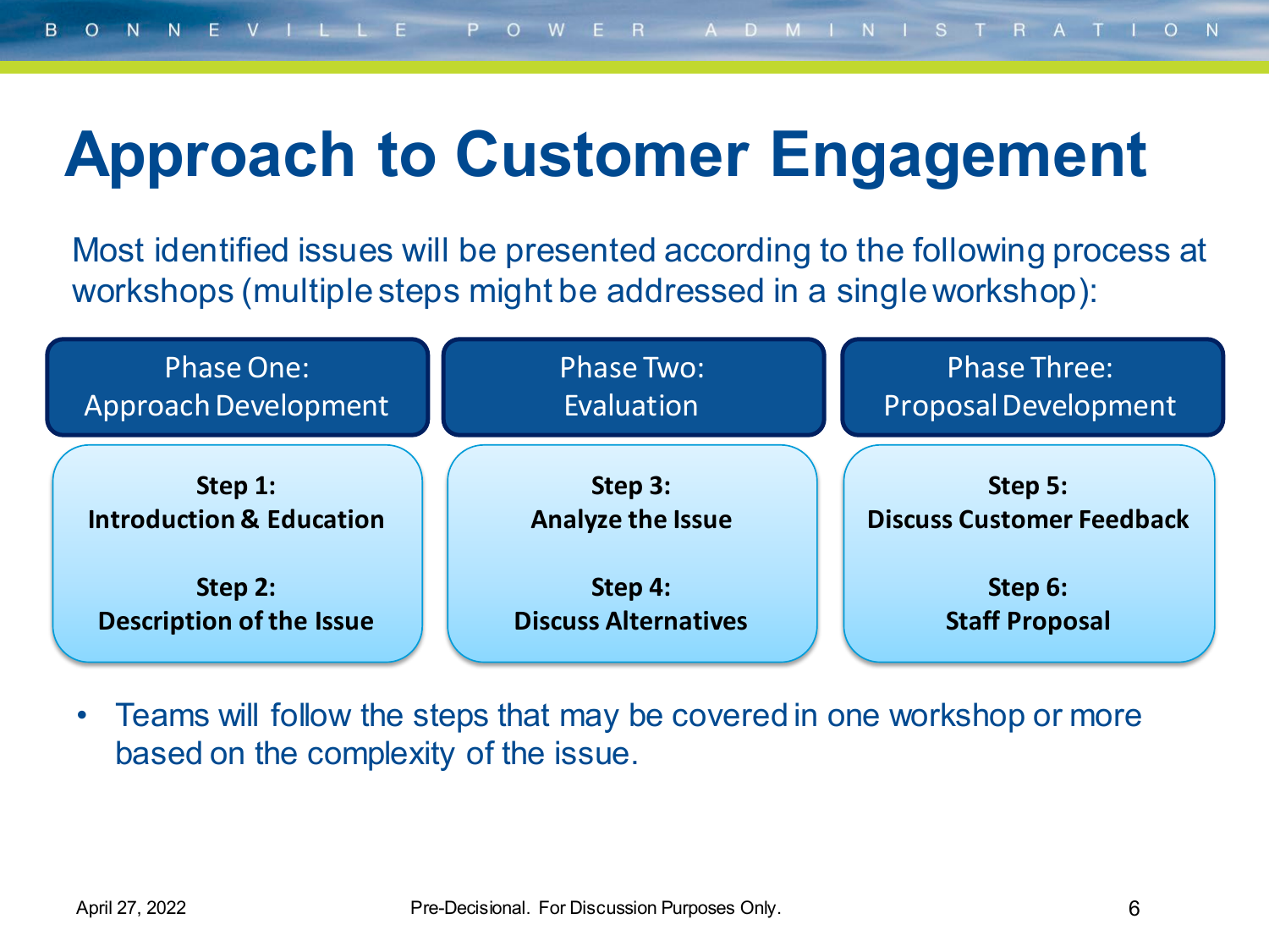# Approach to Customer Engagement

Most identified issues will be presented according to the following process at workshops (multiple steps might be addressed in a single workshop):

| Phase One: Approach Development | Phase Two: Evaluation | Phase Three: Proposal Development |
| --- | --- | --- |
| **Step 1: Introduction & Education** | **Step 3: Analyze the Issue** | **Step 5: Discuss Customer Feedback** |
| **Step 2: Description of the Issue** | **Step 4: Discuss Alternatives** | **Step 6: Staff Proposal** |

- Teams will follow the steps that may be covered in one workshop or more based on the complexity of the issue.

April 27, 2022 Pre-Decisional. For Discussion Purposes Only.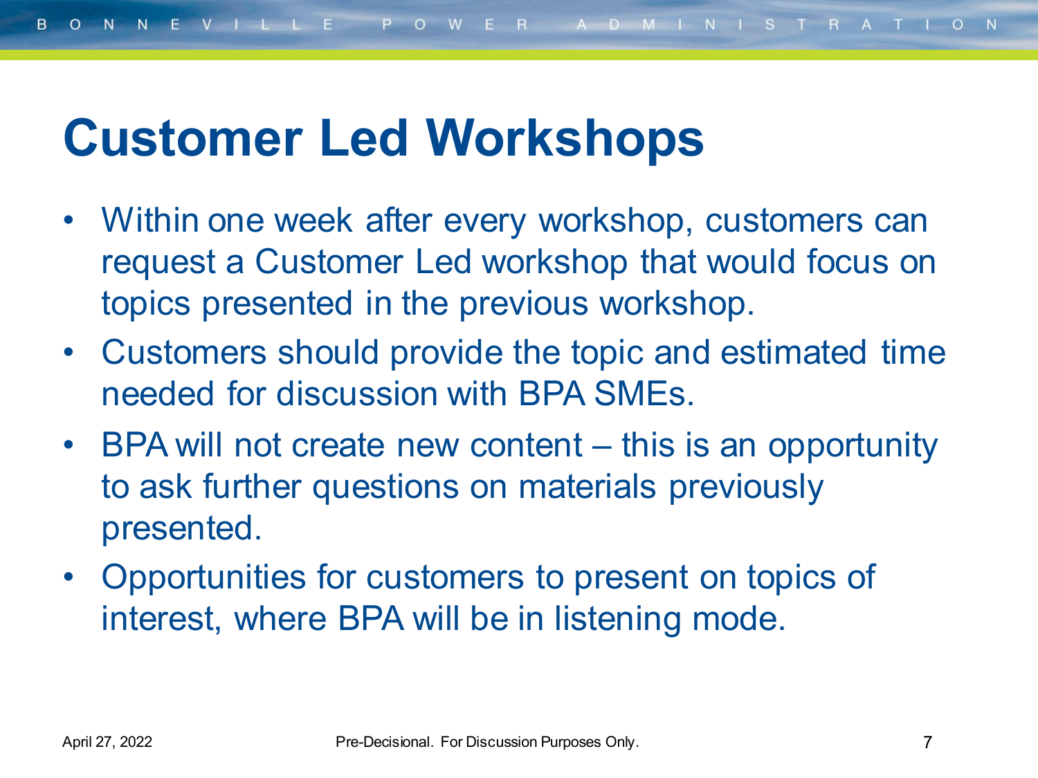# Customer Led Workshops

- Within one week after every workshop, customers can request a Customer Led workshop that would focus on topics presented in the previous workshop.
- Customers should provide the topic and estimated time needed for discussion with BPA SMEs.
- BPA will not create new content – this is an opportunity to ask further questions on materials previously presented.
- Opportunities for customers to present on topics of interest, where BPA will be in listening mode.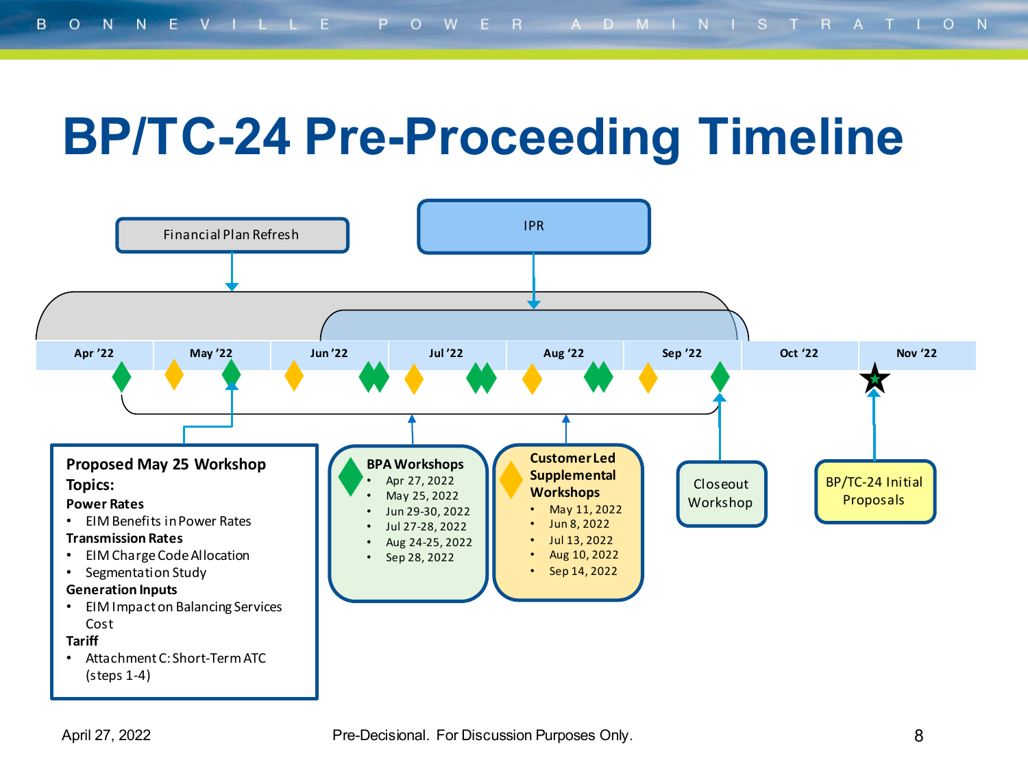# BP/TC-24 Pre-Proceeding Timeline

Financial Plan Refresh

IPR

Apr '22 | May '22 | Jun '22 | Jul '22 | Aug '22 | Sep '22 | Oct '22 | Nov '22

**Proposed May 25 Workshop Topics:**

**Power Rates**

- EIM Benefits in Power Rates

**Transmission Rates**

- EIM Charge Code Allocation
- Segmentation Study

**Generation Inputs**

- EIM Impact on Balancing Services Cost

**Tariff**

- Attachment C: Short-Term ATC (steps 1-4)

**BPA Workshops**

- Apr 27, 2022
- May 25, 2022
- Jun 29-30, 2022
- Jul 27-28, 2022
- Aug 24-25, 2022
- Sep 28, 2022

**Customer Led Supplemental Workshops**

- May 11, 2022
- Jun 8, 2022
- Jul 13, 2022
- Aug 10, 2022
- Sep 14, 2022

Closeout Workshop

BP/TC-24 Initial Proposals

April 27, 2022

Pre-Decisional. For Discussion Purposes Only.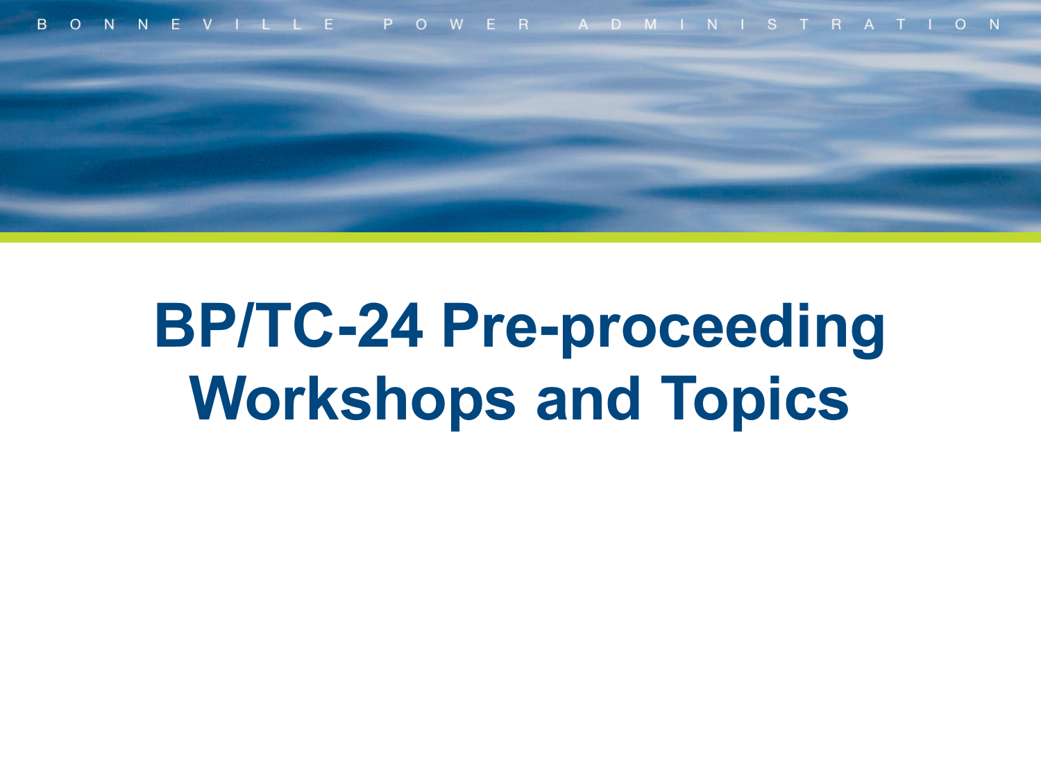# BP/TC-24 Pre-proceeding Workshops and Topics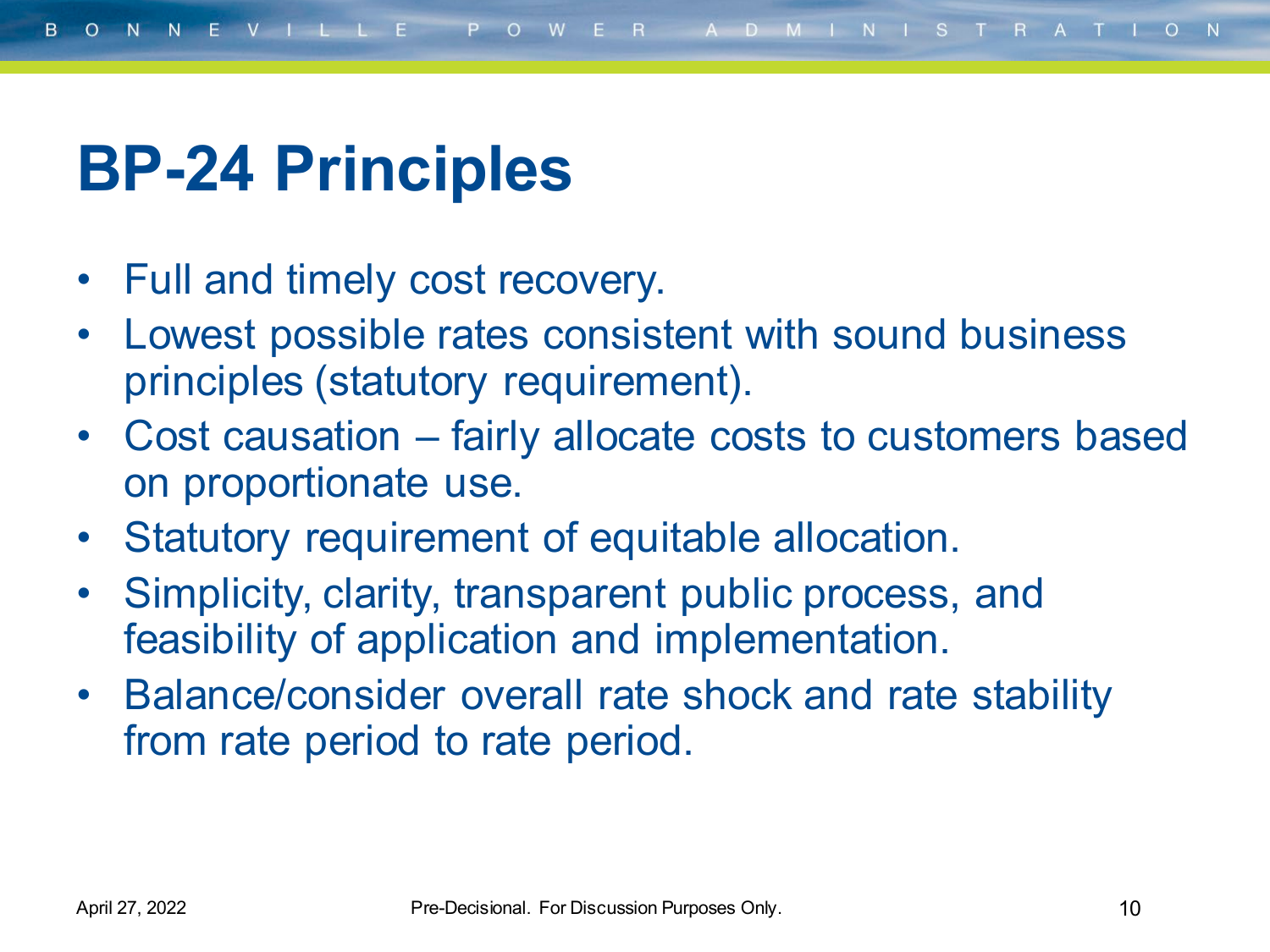# BP-24 Principles

- Full and timely cost recovery.
- Lowest possible rates consistent with sound business principles (statutory requirement).
- Cost causation – fairly allocate costs to customers based on proportionate use.
- Statutory requirement of equitable allocation.
- Simplicity, clarity, transparent public process, and feasibility of application and implementation.
- Balance/consider overall rate shock and rate stability from rate period to rate period.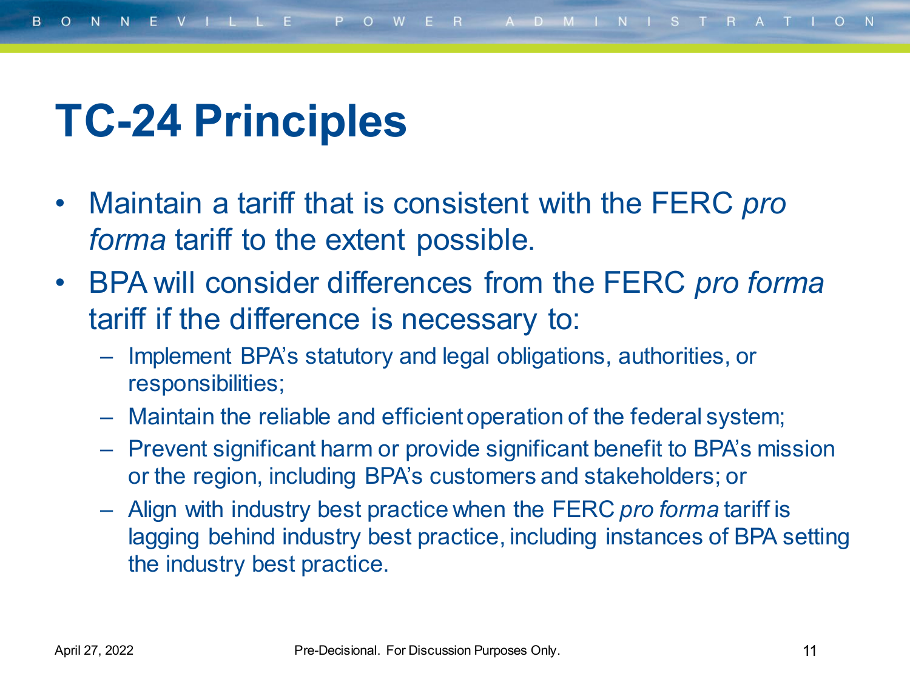# TC-24 Principles

- Maintain a tariff that is consistent with the FERC *pro forma* tariff to the extent possible.
- BPA will consider differences from the FERC *pro forma* tariff if the difference is necessary to:
  - Implement BPA's statutory and legal obligations, authorities, or responsibilities;
  - Maintain the reliable and efficient operation of the federal system;
  - Prevent significant harm or provide significant benefit to BPA's mission or the region, including BPA's customers and stakeholders; or
  - Align with industry best practice when the FERC *pro forma* tariff is lagging behind industry best practice, including instances of BPA setting the industry best practice.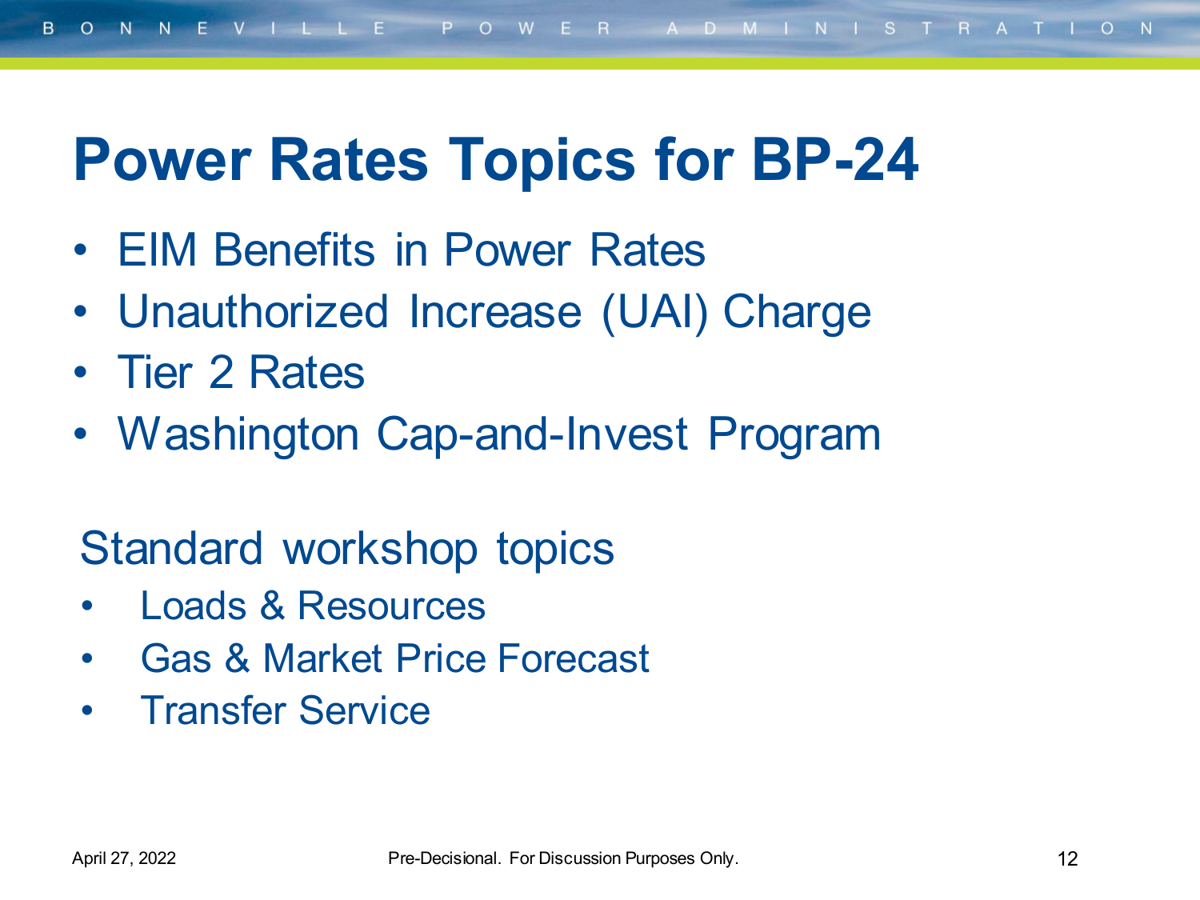# Power Rates Topics for BP-24

- EIM Benefits in Power Rates
- Unauthorized Increase (UAI) Charge
- Tier 2 Rates
- Washington Cap-and-Invest Program

Standard workshop topics

- Loads & Resources
- Gas & Market Price Forecast
- Transfer Service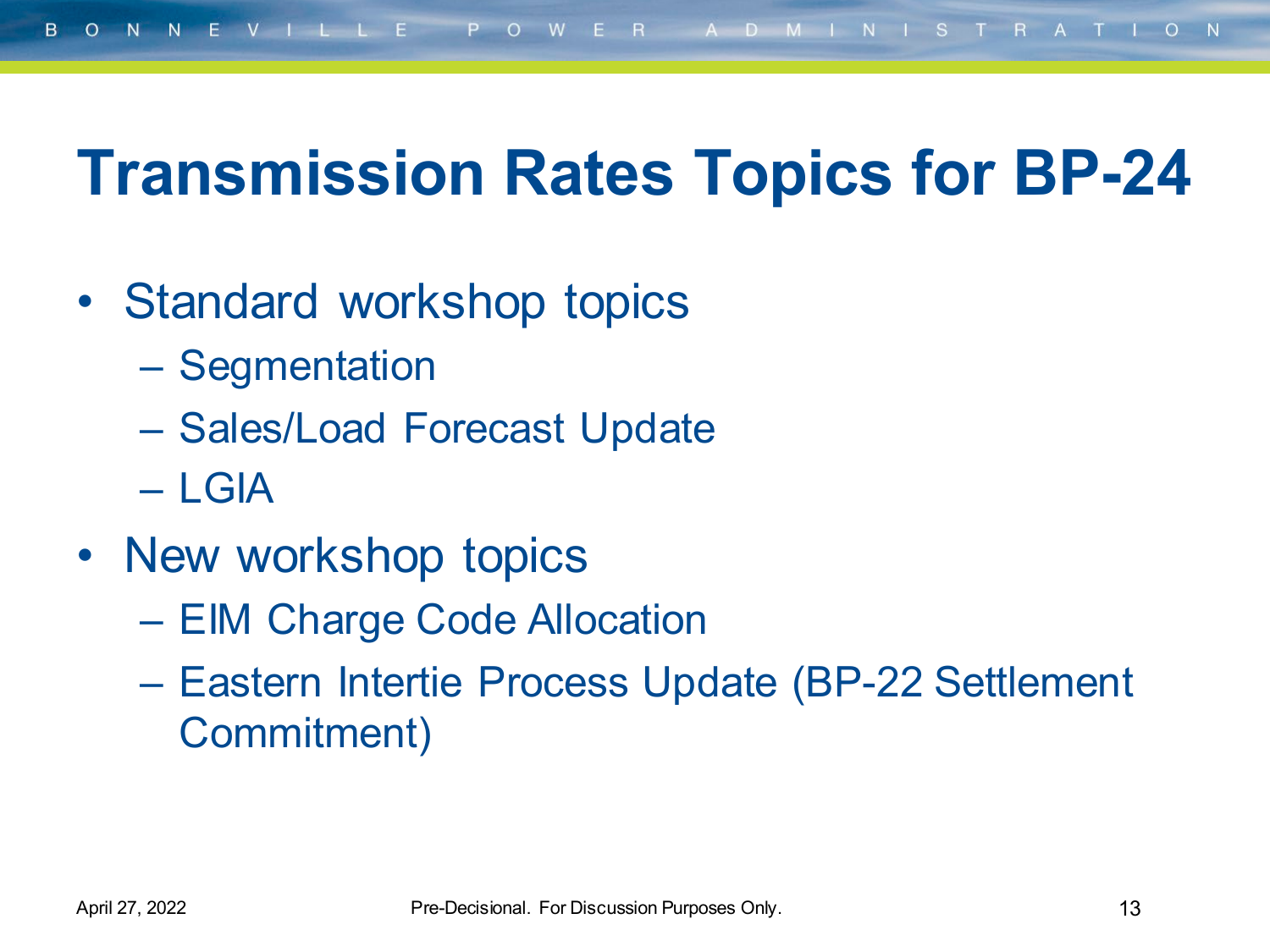# Transmission Rates Topics for BP-24

- Standard workshop topics
  - Segmentation
  - Sales/Load Forecast Update
  - LGIA
- New workshop topics
  - EIM Charge Code Allocation
  - Eastern Intertie Process Update (BP-22 Settlement Commitment)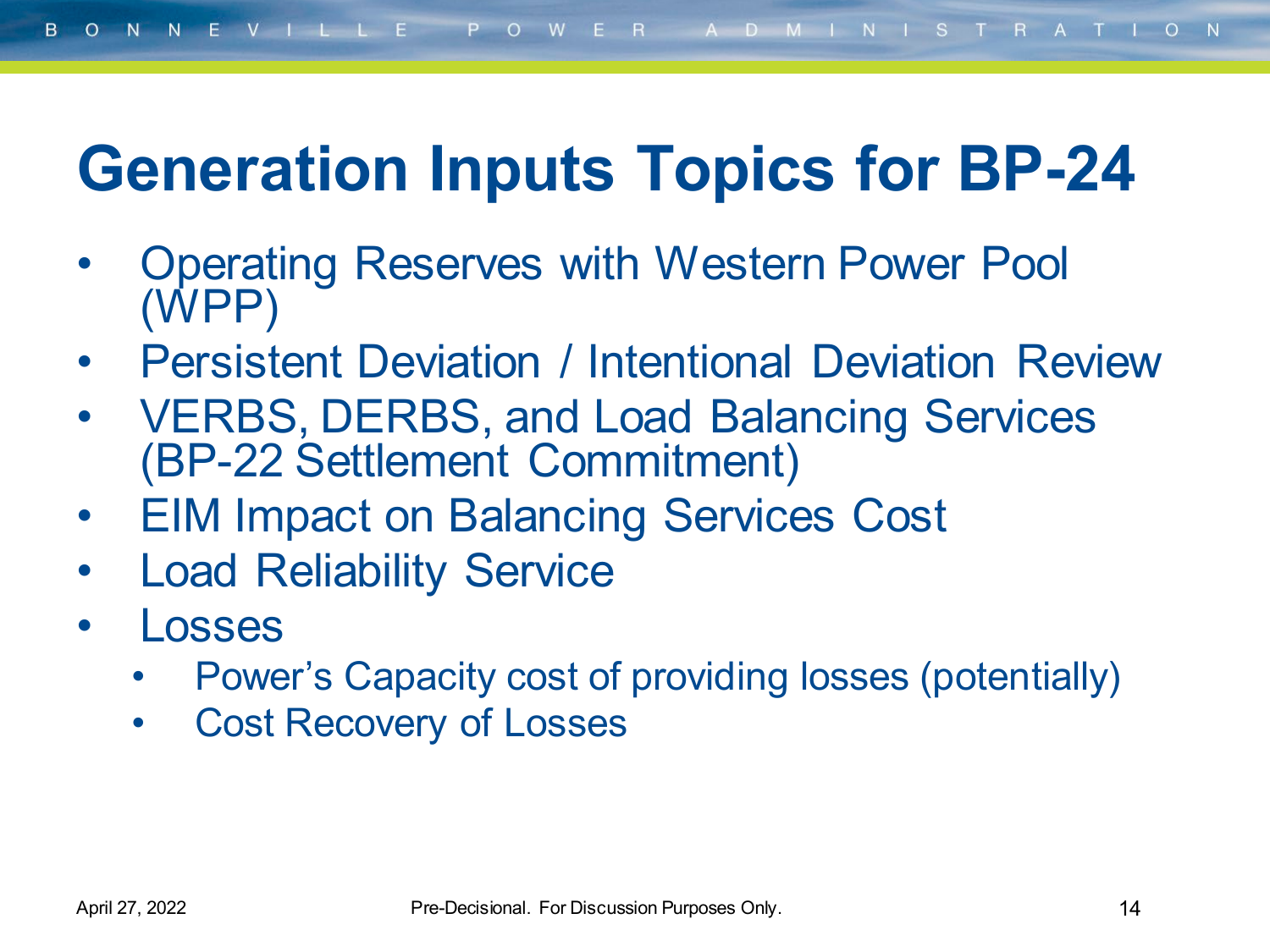# Generation Inputs Topics for BP-24

- Operating Reserves with Western Power Pool (WPP)
- Persistent Deviation / Intentional Deviation Review
- VERBS, DERBS, and Load Balancing Services (BP-22 Settlement Commitment)
- EIM Impact on Balancing Services Cost
- Load Reliability Service
- Losses
  - Power's Capacity cost of providing losses (potentially)
  - Cost Recovery of Losses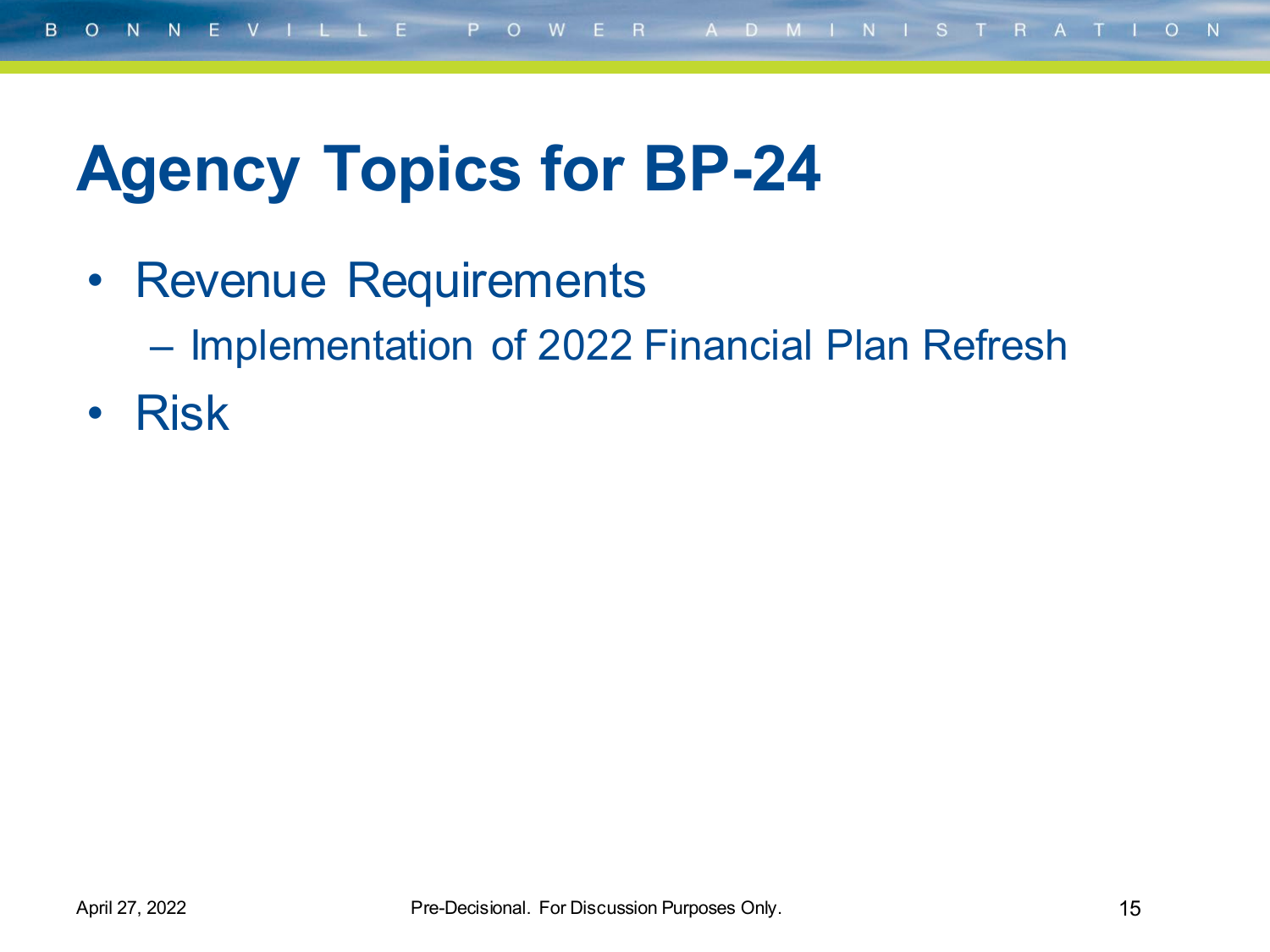# Agency Topics for BP-24

- Revenue Requirements
  - Implementation of 2022 Financial Plan Refresh
- Risk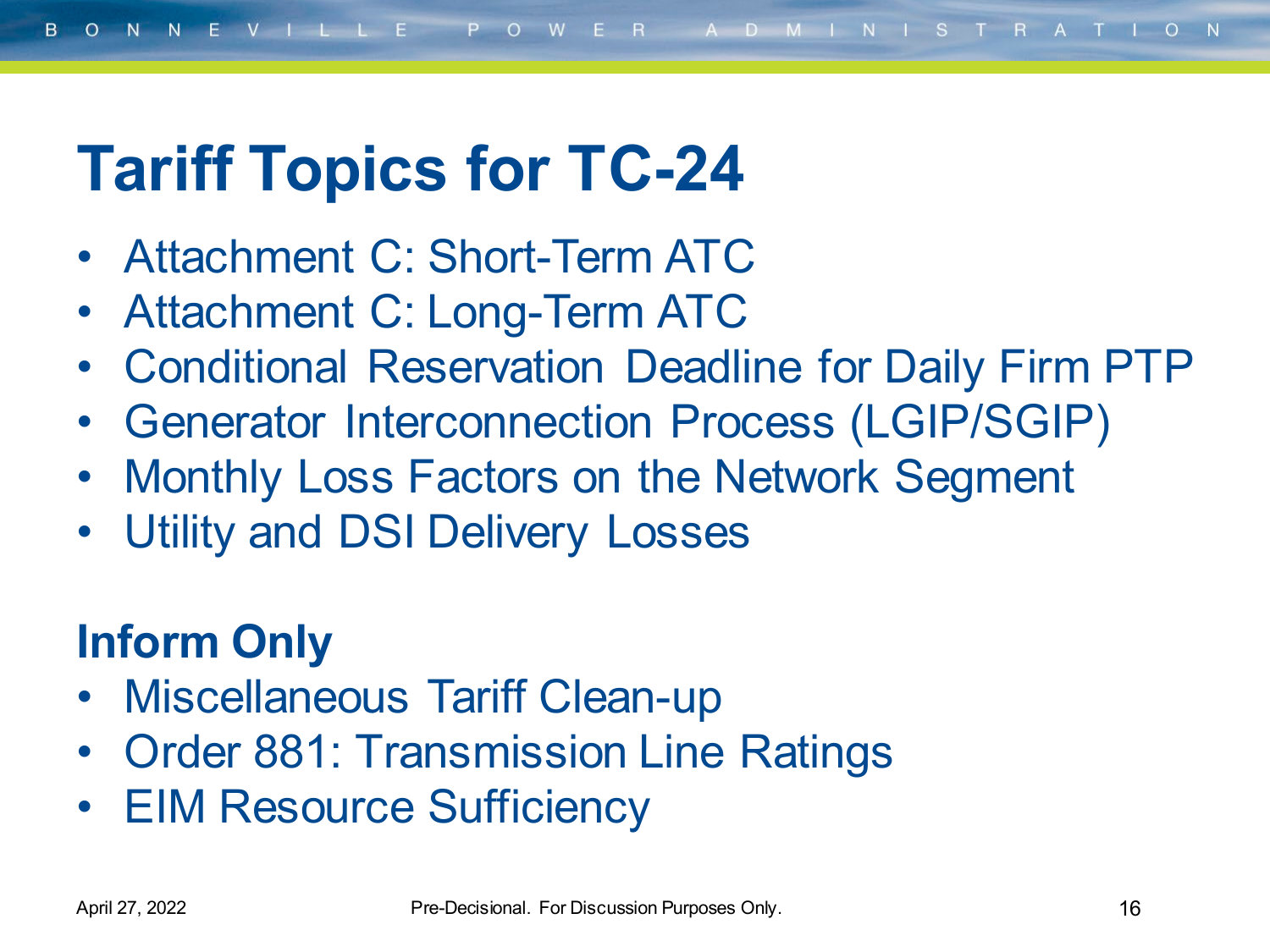# Tariff Topics for TC-24

- Attachment C: Short-Term ATC
- Attachment C: Long-Term ATC
- Conditional Reservation Deadline for Daily Firm PTP
- Generator Interconnection Process (LGIP/SGIP)
- Monthly Loss Factors on the Network Segment
- Utility and DSI Delivery Losses

## Inform Only

- Miscellaneous Tariff Clean-up
- Order 881: Transmission Line Ratings
- EIM Resource Sufficiency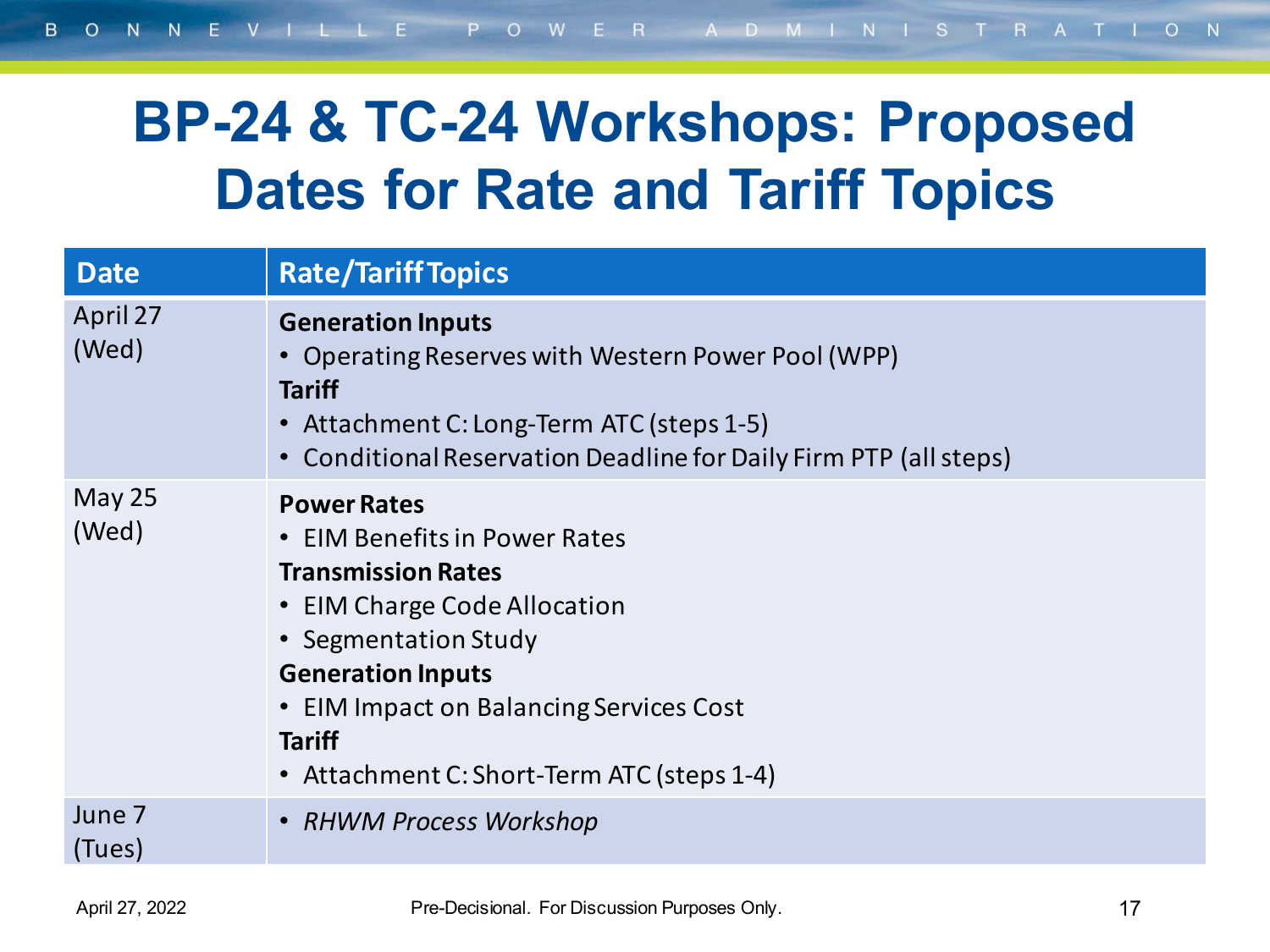# BP-24 & TC-24 Workshops: Proposed Dates for Rate and Tariff Topics

| Date | Rate/Tariff Topics |
|---|---|
| April 27 (Wed) | **Generation Inputs**<br>• Operating Reserves with Western Power Pool (WPP)<br>**Tariff**<br>• Attachment C: Long-Term ATC (steps 1-5)<br>• Conditional Reservation Deadline for Daily Firm PTP (all steps) |
| May 25 (Wed) | **Power Rates**<br>• EIM Benefits in Power Rates<br>**Transmission Rates**<br>• EIM Charge Code Allocation<br>• Segmentation Study<br>**Generation Inputs**<br>• EIM Impact on Balancing Services Cost<br>**Tariff**<br>• Attachment C: Short-Term ATC (steps 1-4) |
| June 7 (Tues) | • *RHWM Process Workshop* |

April 27, 2022

Pre-Decisional. For Discussion Purposes Only.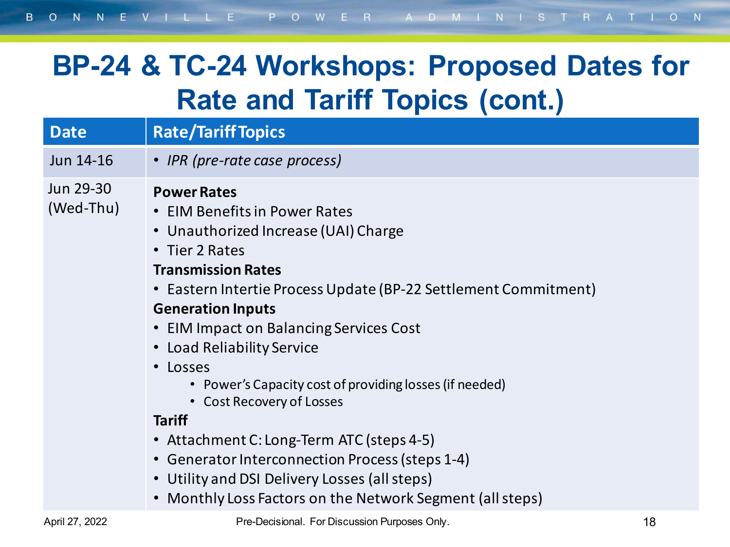# BP-24 & TC-24 Workshops: Proposed Dates for Rate and Tariff Topics (cont.)

| Date | Rate/Tariff Topics |
| --- | --- |
| Jun 14-16 | • *IPR (pre-rate case process)* |
| Jun 29-30 (Wed-Thu) | **Power Rates**<br>• EIM Benefits in Power Rates<br>• Unauthorized Increase (UAI) Charge<br>• Tier 2 Rates<br>**Transmission Rates**<br>• Eastern Intertie Process Update (BP-22 Settlement Commitment)<br>**Generation Inputs**<br>• EIM Impact on Balancing Services Cost<br>• Load Reliability Service<br>• Losses<br>&nbsp;&nbsp;&nbsp;&nbsp;• Power's Capacity cost of providing losses (if needed)<br>&nbsp;&nbsp;&nbsp;&nbsp;• Cost Recovery of Losses<br>**Tariff**<br>• Attachment C: Long-Term ATC (steps 4-5)<br>• Generator Interconnection Process (steps 1-4)<br>• Utility and DSI Delivery Losses (all steps)<br>• Monthly Loss Factors on the Network Segment (all steps) |

April 27, 2022

Pre-Decisional. For Discussion Purposes Only.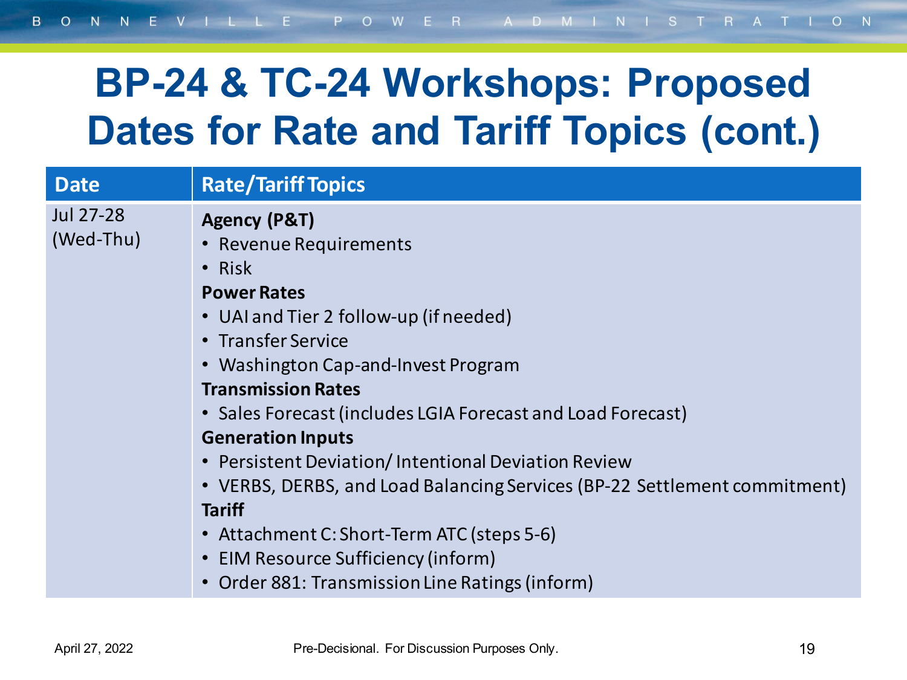# BP-24 & TC-24 Workshops: Proposed Dates for Rate and Tariff Topics (cont.)

| Date | Rate/Tariff Topics |
| --- | --- |
| Jul 27-28 (Wed-Thu) | **Agency (P&T)**<br>• Revenue Requirements<br>• Risk<br>**Power Rates**<br>• UAI and Tier 2 follow-up (if needed)<br>• Transfer Service<br>• Washington Cap-and-Invest Program<br>**Transmission Rates**<br>• Sales Forecast (includes LGIA Forecast and Load Forecast)<br>**Generation Inputs**<br>• Persistent Deviation/ Intentional Deviation Review<br>• VERBS, DERBS, and Load Balancing Services (BP-22 Settlement commitment)<br>**Tariff**<br>• Attachment C: Short-Term ATC (steps 5-6)<br>• EIM Resource Sufficiency (inform)<br>• Order 881: Transmission Line Ratings (inform) |

April 27, 2022 | Pre-Decisional. For Discussion Purposes Only.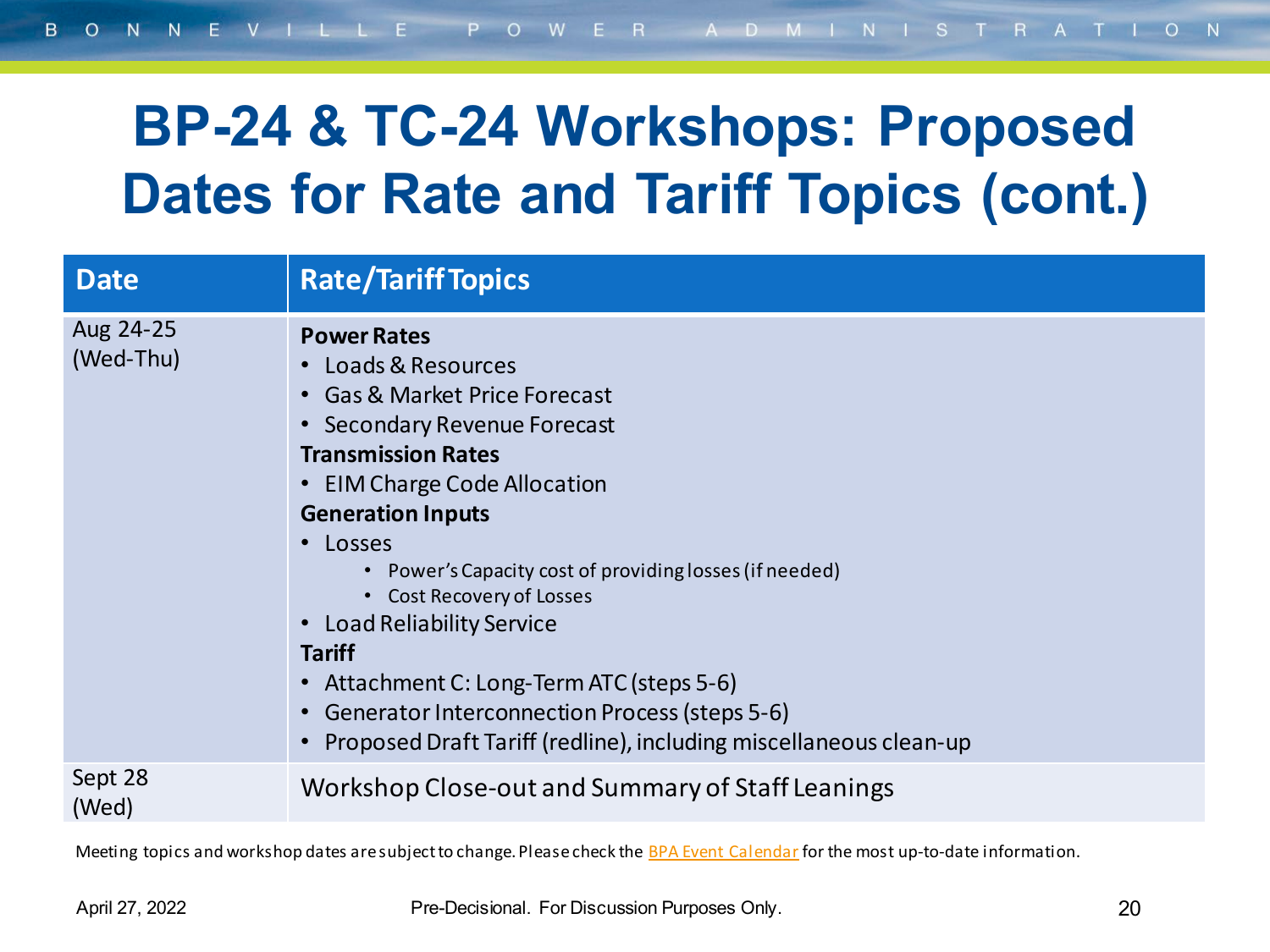# BP-24 & TC-24 Workshops: Proposed Dates for Rate and Tariff Topics (cont.)

| Date | Rate/Tariff Topics |
|---|---|
| Aug 24-25 (Wed-Thu) | **Power Rates**<br>• Loads & Resources<br>• Gas & Market Price Forecast<br>• Secondary Revenue Forecast<br>**Transmission Rates**<br>• EIM Charge Code Allocation<br>**Generation Inputs**<br>• Losses<br>&nbsp;&nbsp;&nbsp;&nbsp;• Power's Capacity cost of providing losses (if needed)<br>&nbsp;&nbsp;&nbsp;&nbsp;• Cost Recovery of Losses<br>• Load Reliability Service<br>**Tariff**<br>• Attachment C: Long-Term ATC (steps 5-6)<br>• Generator Interconnection Process (steps 5-6)<br>• Proposed Draft Tariff (redline), including miscellaneous clean-up |
| Sept 28 (Wed) | Workshop Close-out and Summary of Staff Leanings |

Meeting topics and workshop dates are subject to change. Please check the BPA Event Calendar for the most up-to-date information.

April 27, 2022

Pre-Decisional. For Discussion Purposes Only.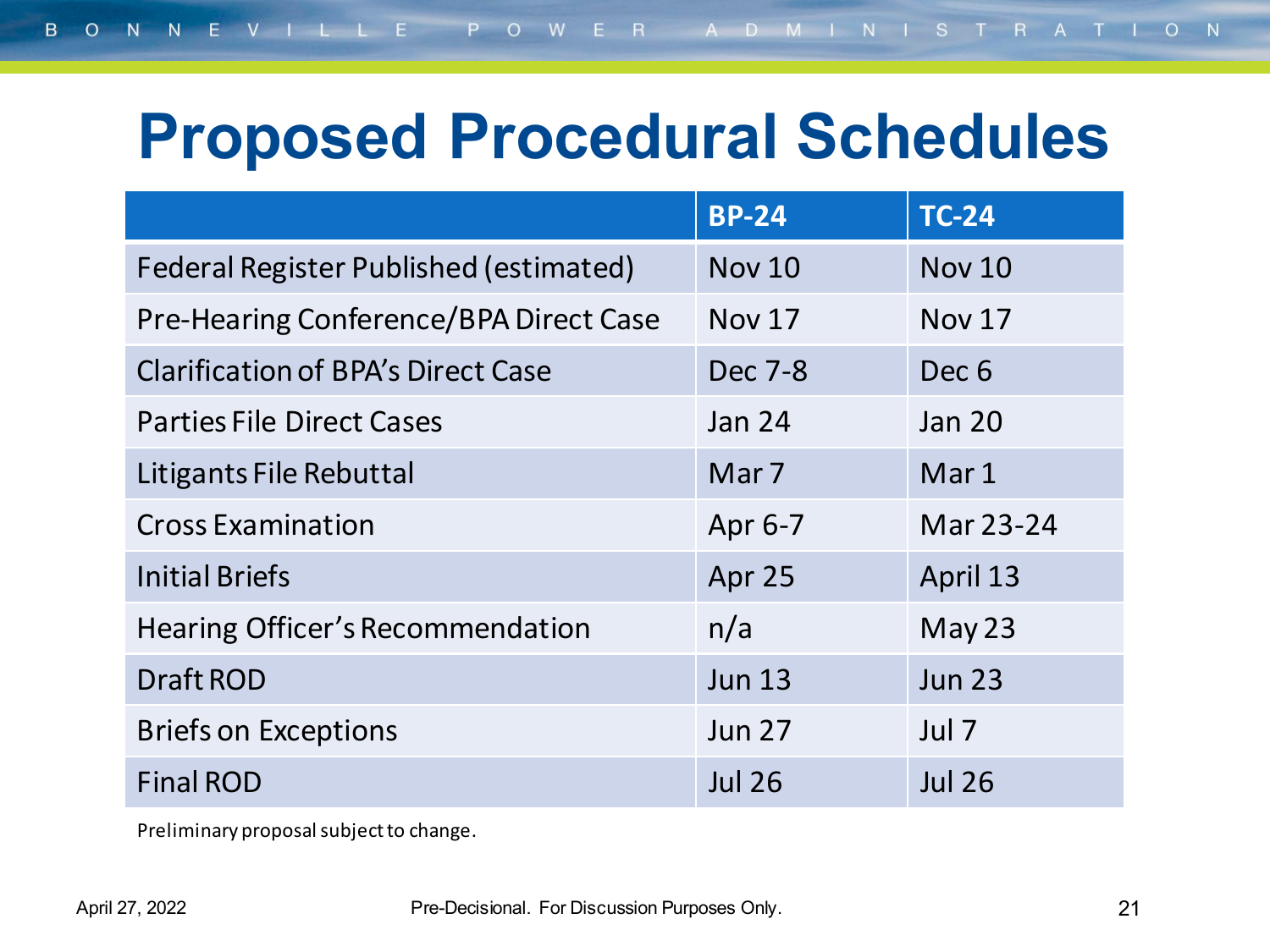# Proposed Procedural Schedules

| | BP-24 | TC-24 |
|---|---|---|
| Federal Register Published (estimated) | Nov 10 | Nov 10 |
| Pre-Hearing Conference/BPA Direct Case | Nov 17 | Nov 17 |
| Clarification of BPA's Direct Case | Dec 7-8 | Dec 6 |
| Parties File Direct Cases | Jan 24 | Jan 20 |
| Litigants File Rebuttal | Mar 7 | Mar 1 |
| Cross Examination | Apr 6-7 | Mar 23-24 |
| Initial Briefs | Apr 25 | April 13 |
| Hearing Officer's Recommendation | n/a | May 23 |
| Draft ROD | Jun 13 | Jun 23 |
| Briefs on Exceptions | Jun 27 | Jul 7 |
| Final ROD | Jul 26 | Jul 26 |

Preliminary proposal subject to change.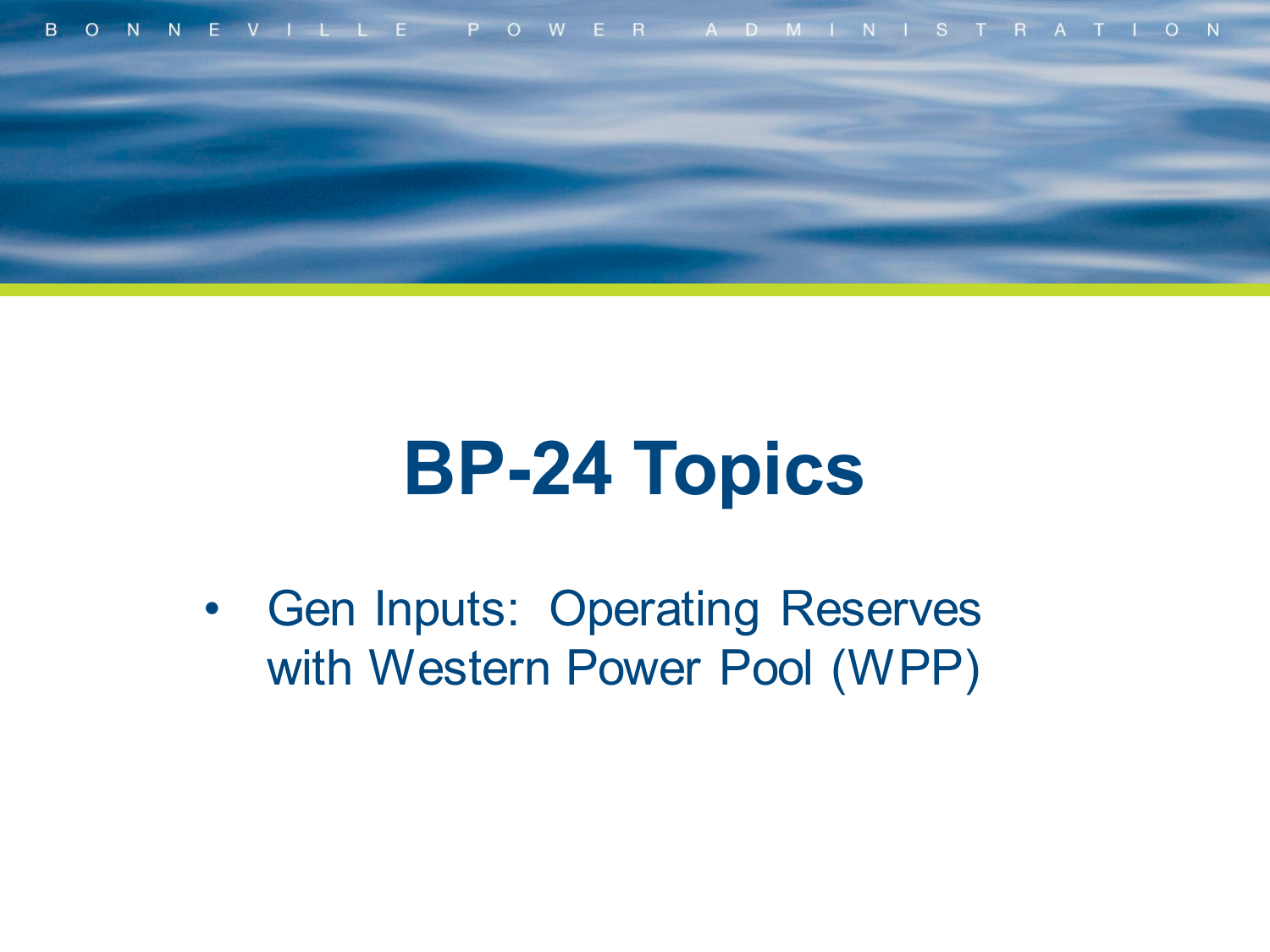# BP-24 Topics

- Gen Inputs: Operating Reserves with Western Power Pool (WPP)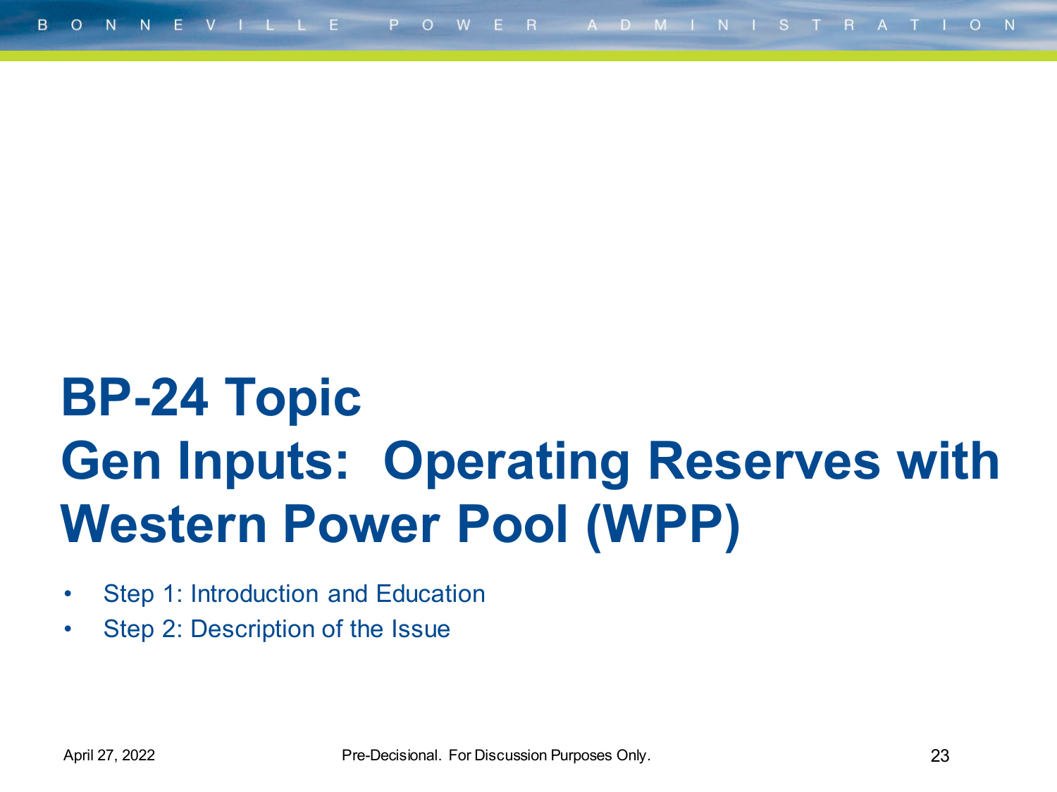# BP-24 Topic
# Gen Inputs: Operating Reserves with Western Power Pool (WPP)

- Step 1: Introduction and Education
- Step 2: Description of the Issue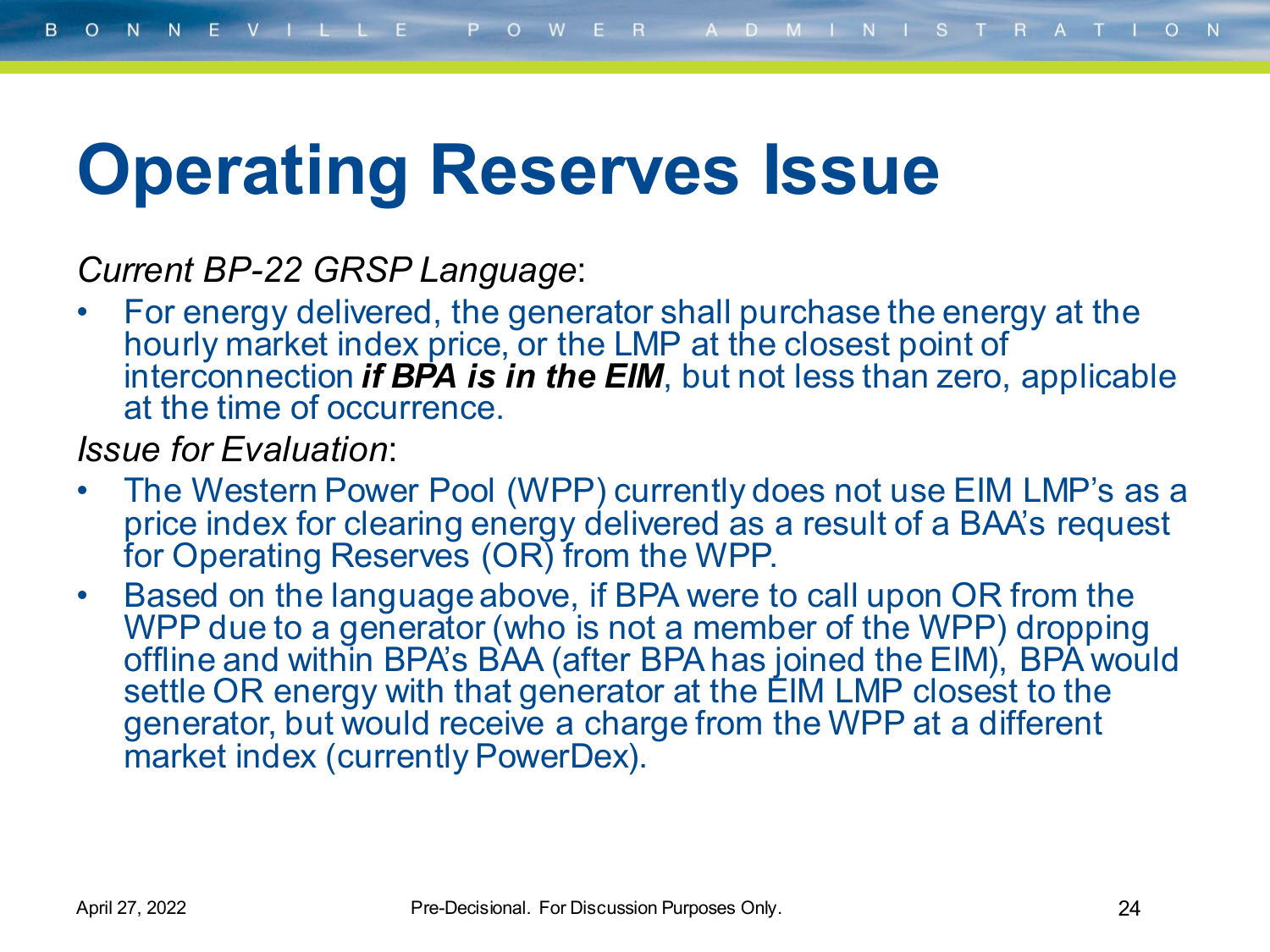# Operating Reserves Issue

*Current BP-22 GRSP Language*:

- For energy delivered, the generator shall purchase the energy at the hourly market index price, or the LMP at the closest point of interconnection ***if BPA is in the EIM***, but not less than zero, applicable at the time of occurrence.

*Issue for Evaluation*:

- The Western Power Pool (WPP) currently does not use EIM LMP's as a price index for clearing energy delivered as a result of a BAA's request for Operating Reserves (OR) from the WPP.
- Based on the language above, if BPA were to call upon OR from the WPP due to a generator (who is not a member of the WPP) dropping offline and within BPA's BAA (after BPA has joined the EIM), BPA would settle OR energy with that generator at the EIM LMP closest to the generator, but would receive a charge from the WPP at a different market index (currently PowerDex).

April 27, 2022 Pre-Decisional. For Discussion Purposes Only.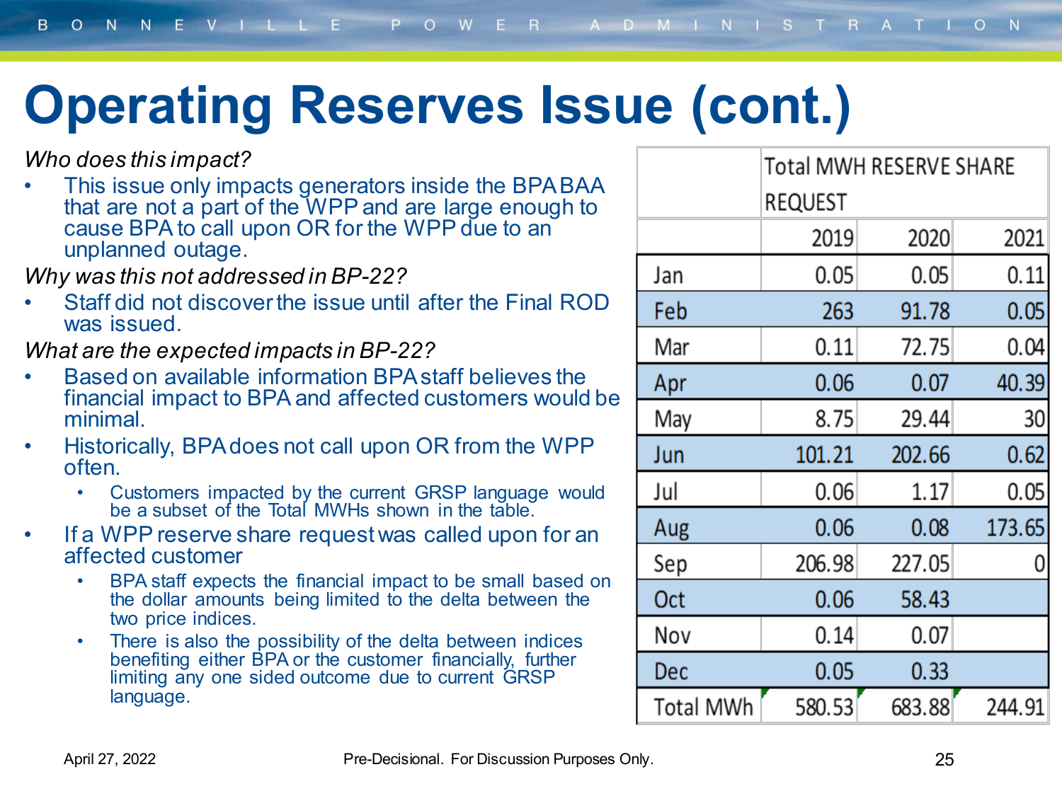# Operating Reserves Issue (cont.)

*Who does this impact?*

- This issue only impacts generators inside the BPA BAA that are not a part of the WPP and are large enough to cause BPA to call upon OR for the WPP due to an unplanned outage.

*Why was this not addressed in BP-22?*

- Staff did not discover the issue until after the Final ROD was issued.

*What are the expected impacts in BP-22?*

- Based on available information BPA staff believes the financial impact to BPA and affected customers would be minimal.
- Historically, BPA does not call upon OR from the WPP often.
  - Customers impacted by the current GRSP language would be a subset of the Total MWHs shown in the table.
- If a WPP reserve share request was called upon for an affected customer
  - BPA staff expects the financial impact to be small based on the dollar amounts being limited to the delta between the two price indices.
  - There is also the possibility of the delta between indices benefiting either BPA or the customer financially, further limiting any one sided outcome due to current GRSP language.

| | Total MWH RESERVE SHARE REQUEST | | |
|---|---|---|---|
| | 2019 | 2020 | 2021 |
| Jan | 0.05 | 0.05 | 0.11 |
| Feb | 263 | 91.78 | 0.05 |
| Mar | 0.11 | 72.75 | 0.04 |
| Apr | 0.06 | 0.07 | 40.39 |
| May | 8.75 | 29.44 | 30 |
| Jun | 101.21 | 202.66 | 0.62 |
| Jul | 0.06 | 1.17 | 0.05 |
| Aug | 0.06 | 0.08 | 173.65 |
| Sep | 206.98 | 227.05 | 0 |
| Oct | 0.06 | 58.43 | |
| Nov | 0.14 | 0.07 | |
| Dec | 0.05 | 0.33 | |
| Total MWh | 580.53 | 683.88 | 244.91 |

April 27, 2022 Pre-Decisional. For Discussion Purposes Only.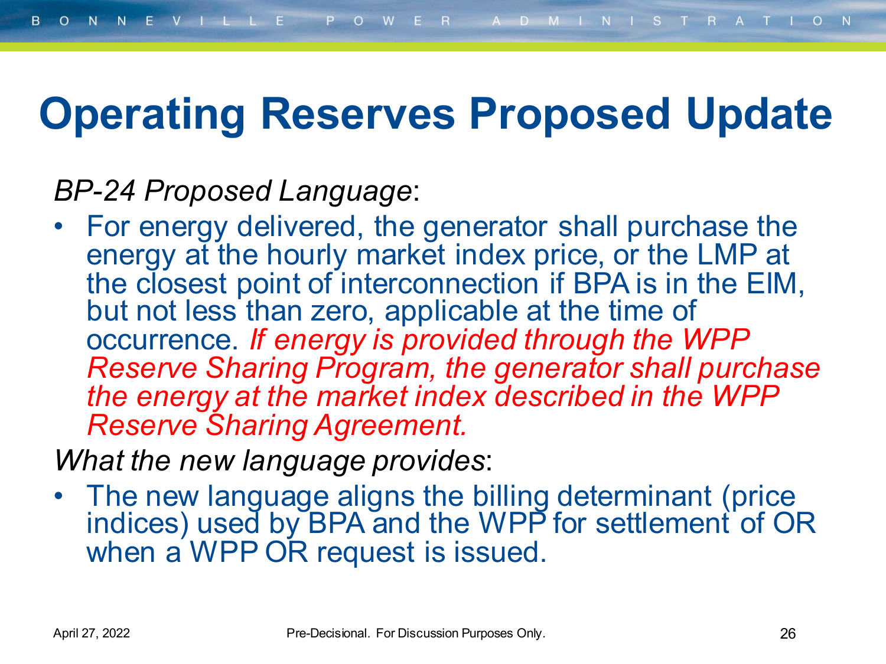# Operating Reserves Proposed Update

*BP-24 Proposed Language*:

- For energy delivered, the generator shall purchase the energy at the hourly market index price, or the LMP at the closest point of interconnection if BPA is in the EIM, but not less than zero, applicable at the time of occurrence. *If energy is provided through the WPP Reserve Sharing Program, the generator shall purchase the energy at the market index described in the WPP Reserve Sharing Agreement.*

*What the new language provides*:

- The new language aligns the billing determinant (price indices) used by BPA and the WPP for settlement of OR when a WPP OR request is issued.

April 27, 2022 Pre-Decisional. For Discussion Purposes Only.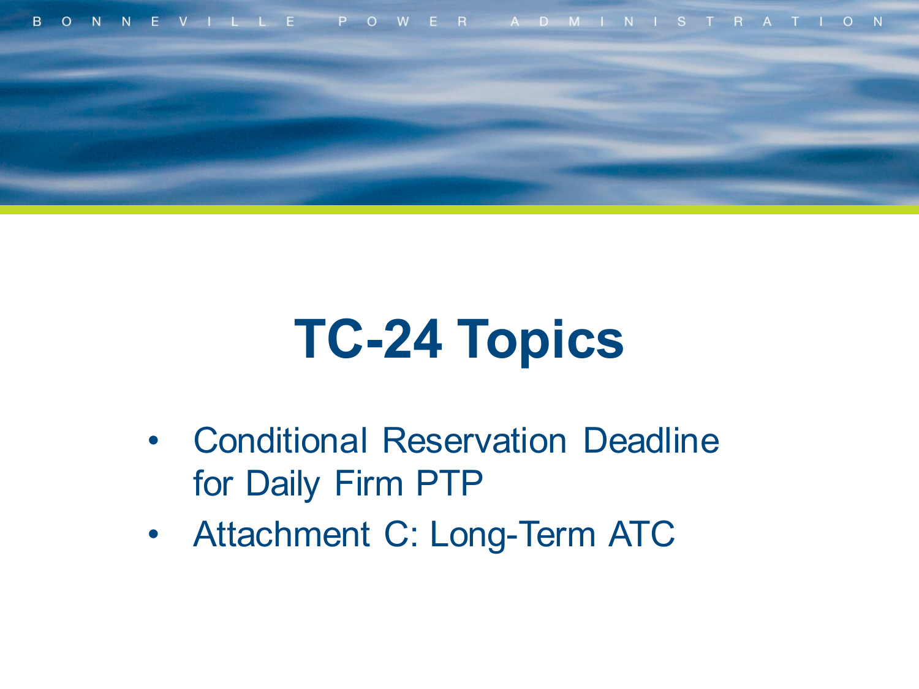# TC-24 Topics

- Conditional Reservation Deadline for Daily Firm PTP
- Attachment C: Long-Term ATC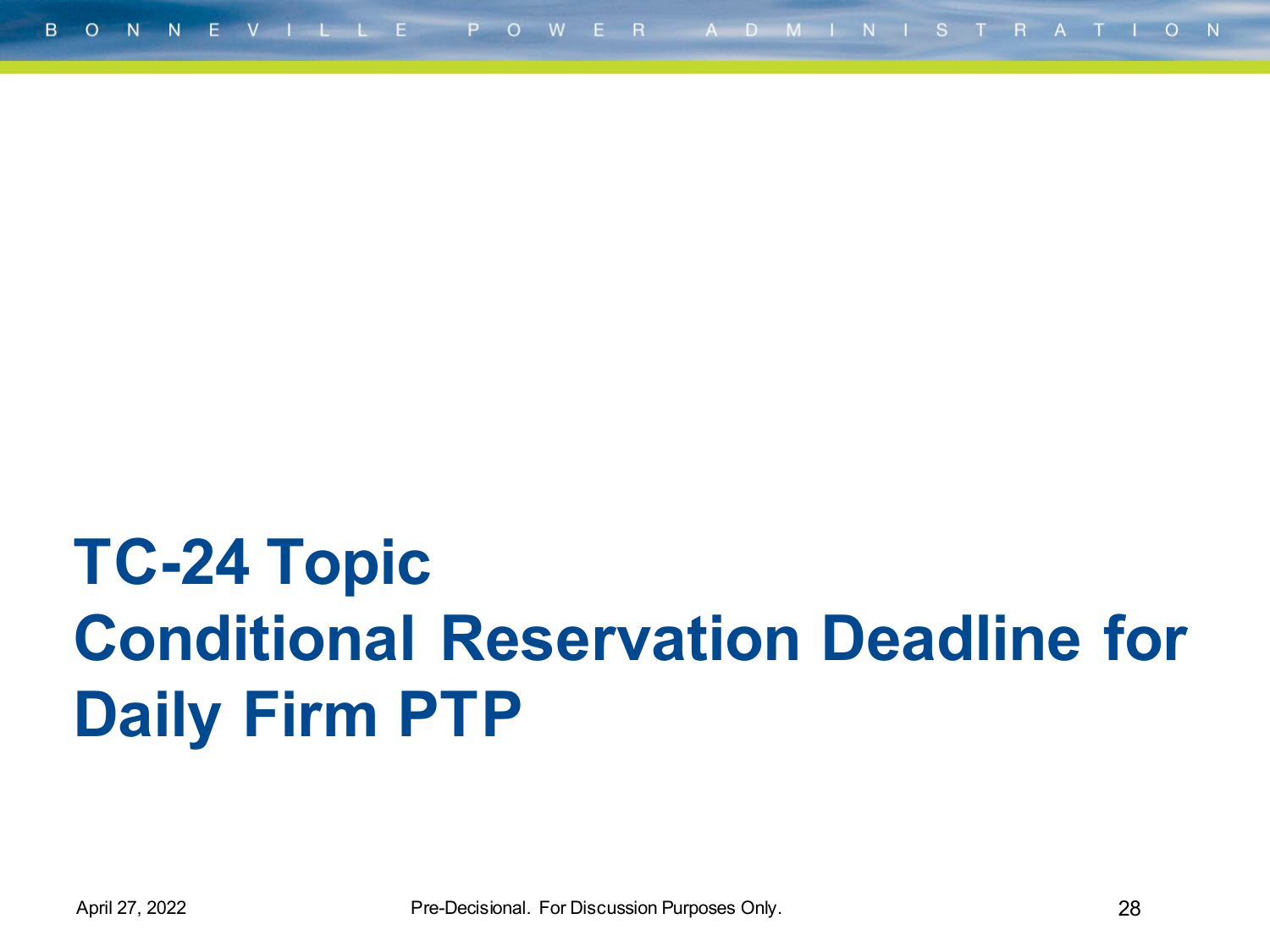# TC-24 Topic
# Conditional Reservation Deadline for Daily Firm PTP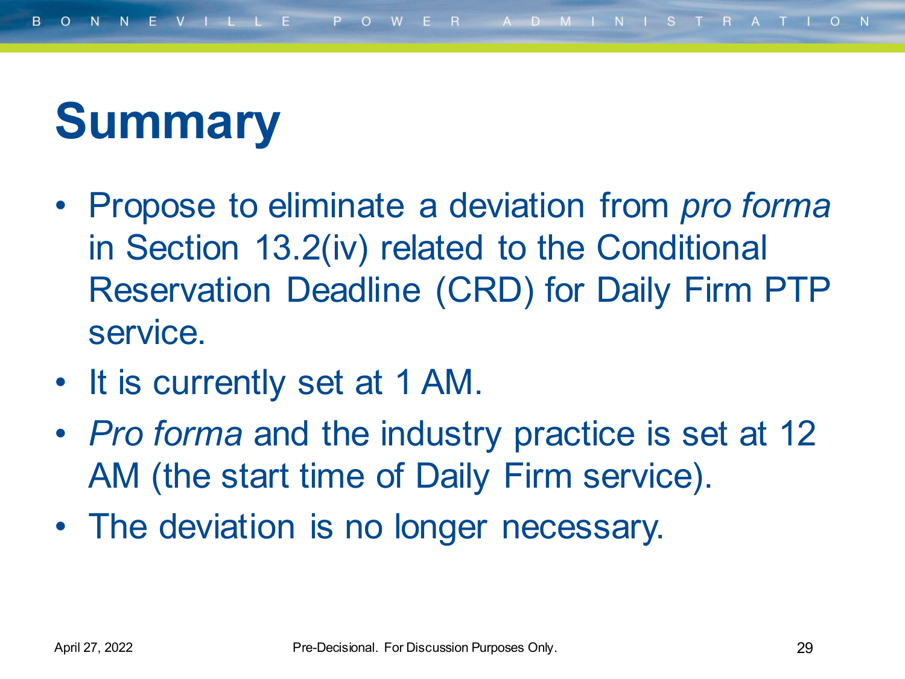# Summary

- Propose to eliminate a deviation from *pro forma* in Section 13.2(iv) related to the Conditional Reservation Deadline (CRD) for Daily Firm PTP service.
- It is currently set at 1 AM.
- *Pro forma* and the industry practice is set at 12 AM (the start time of Daily Firm service).
- The deviation is no longer necessary.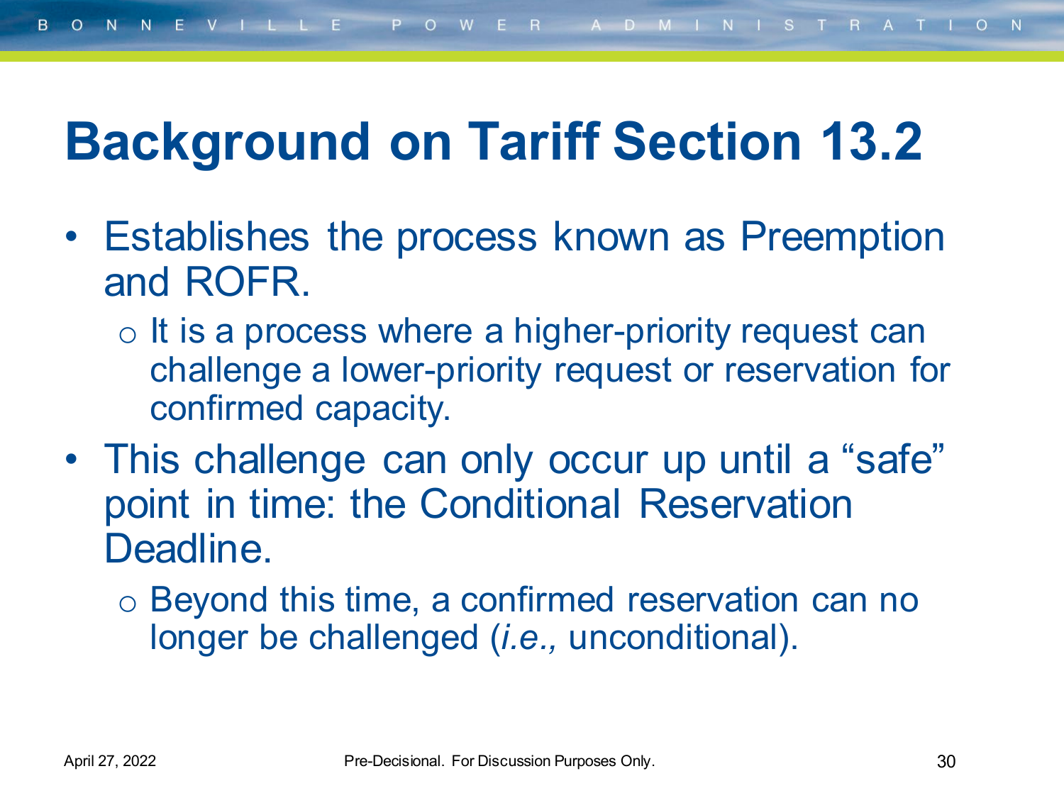# Background on Tariff Section 13.2

- Establishes the process known as Preemption and ROFR.
  - It is a process where a higher-priority request can challenge a lower-priority request or reservation for confirmed capacity.
- This challenge can only occur up until a “safe” point in time: the Conditional Reservation Deadline.
  - Beyond this time, a confirmed reservation can no longer be challenged (*i.e.,* unconditional).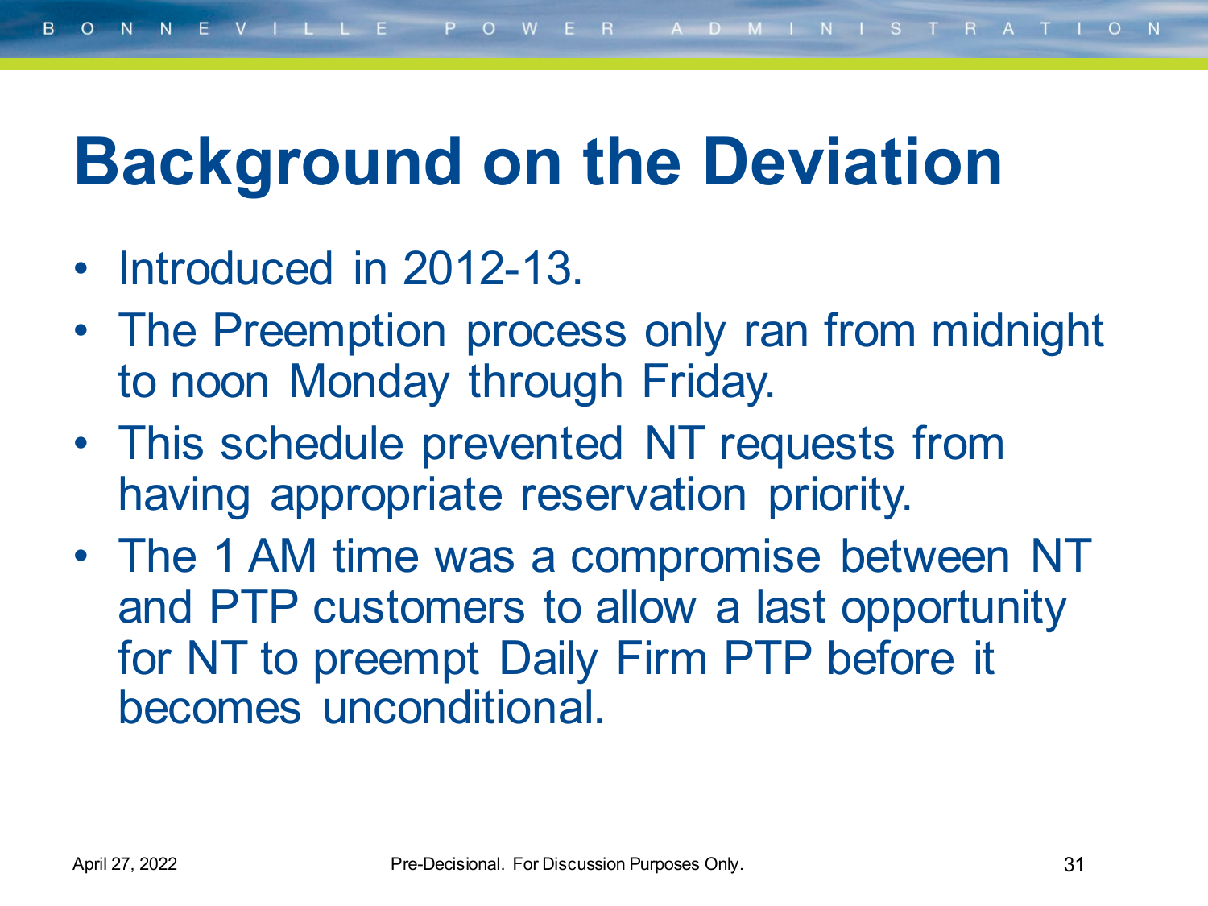# Background on the Deviation

- Introduced in 2012-13.
- The Preemption process only ran from midnight to noon Monday through Friday.
- This schedule prevented NT requests from having appropriate reservation priority.
- The 1 AM time was a compromise between NT and PTP customers to allow a last opportunity for NT to preempt Daily Firm PTP before it becomes unconditional.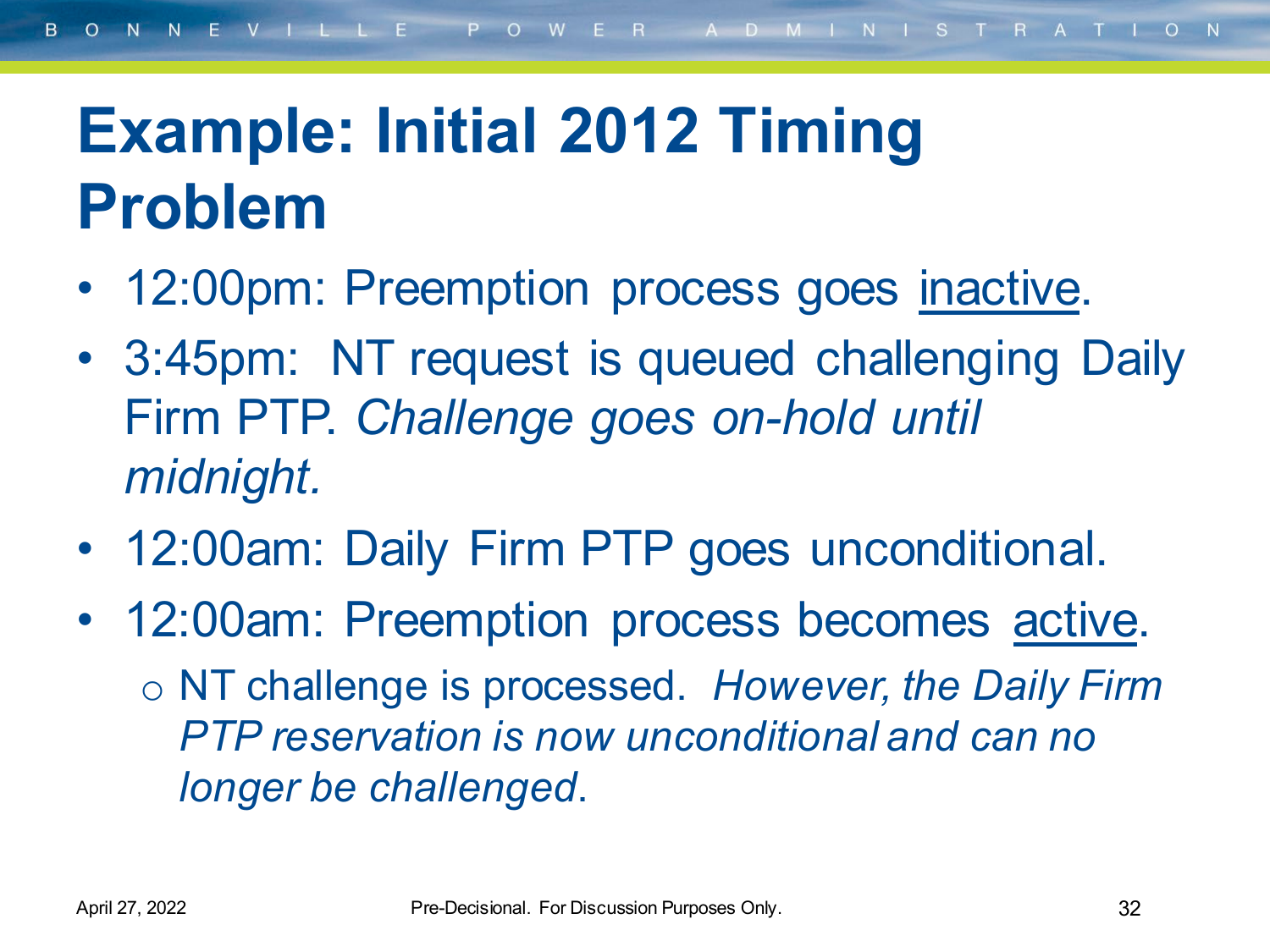# Example: Initial 2012 Timing Problem

- 12:00pm: Preemption process goes <u>inactive</u>.
- 3:45pm: NT request is queued challenging Daily Firm PTP. *Challenge goes on-hold until midnight.*
- 12:00am: Daily Firm PTP goes unconditional.
- 12:00am: Preemption process becomes <u>active</u>.
  - NT challenge is processed. *However, the Daily Firm PTP reservation is now unconditional and can no longer be challenged*.

April 27, 2022 Pre-Decisional. For Discussion Purposes Only.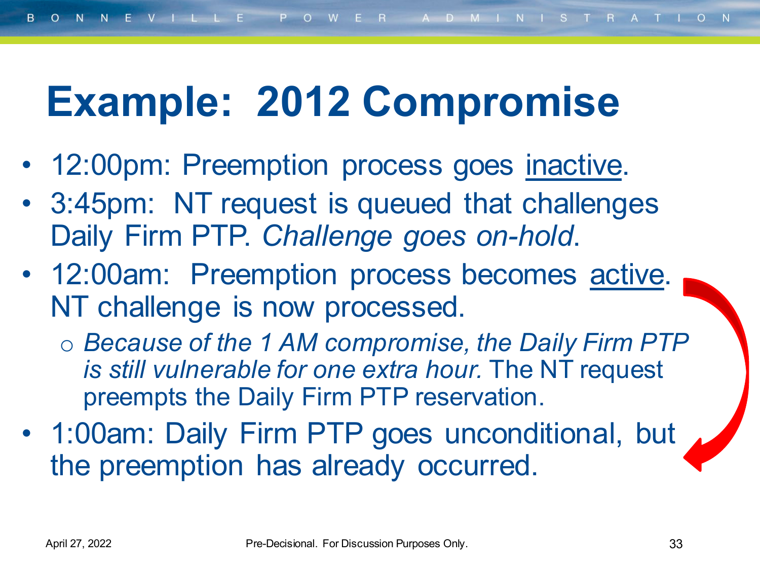# Example: 2012 Compromise

- 12:00pm: Preemption process goes inactive.
- 3:45pm: NT request is queued that challenges Daily Firm PTP. *Challenge goes on-hold*.
- 12:00am: Preemption process becomes active. NT challenge is now processed.
  - *Because of the 1 AM compromise, the Daily Firm PTP is still vulnerable for one extra hour.* The NT request preempts the Daily Firm PTP reservation.
- 1:00am: Daily Firm PTP goes unconditional, but the preemption has already occurred.

April 27, 2022

Pre-Decisional. For Discussion Purposes Only.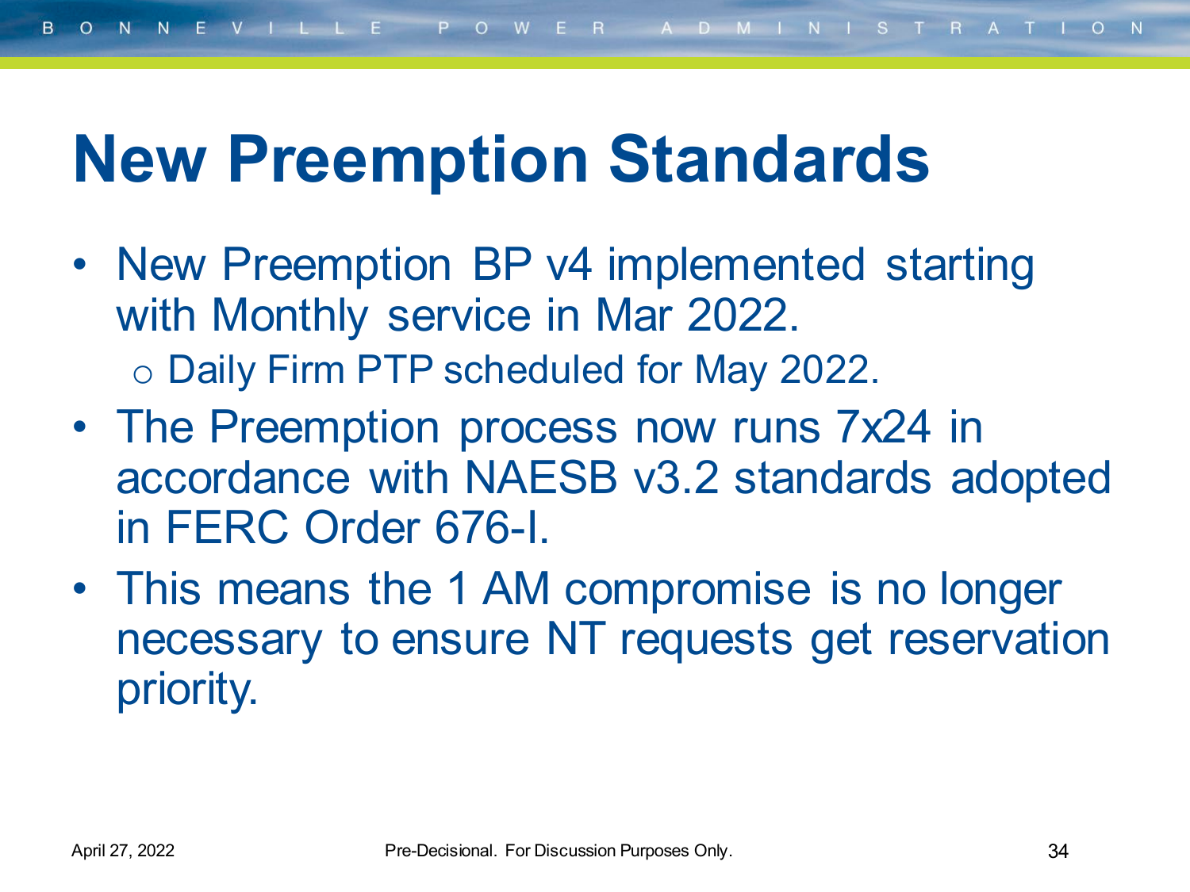# New Preemption Standards

- New Preemption BP v4 implemented starting with Monthly service in Mar 2022.
  - Daily Firm PTP scheduled for May 2022.
- The Preemption process now runs 7x24 in accordance with NAESB v3.2 standards adopted in FERC Order 676-I.
- This means the 1 AM compromise is no longer necessary to ensure NT requests get reservation priority.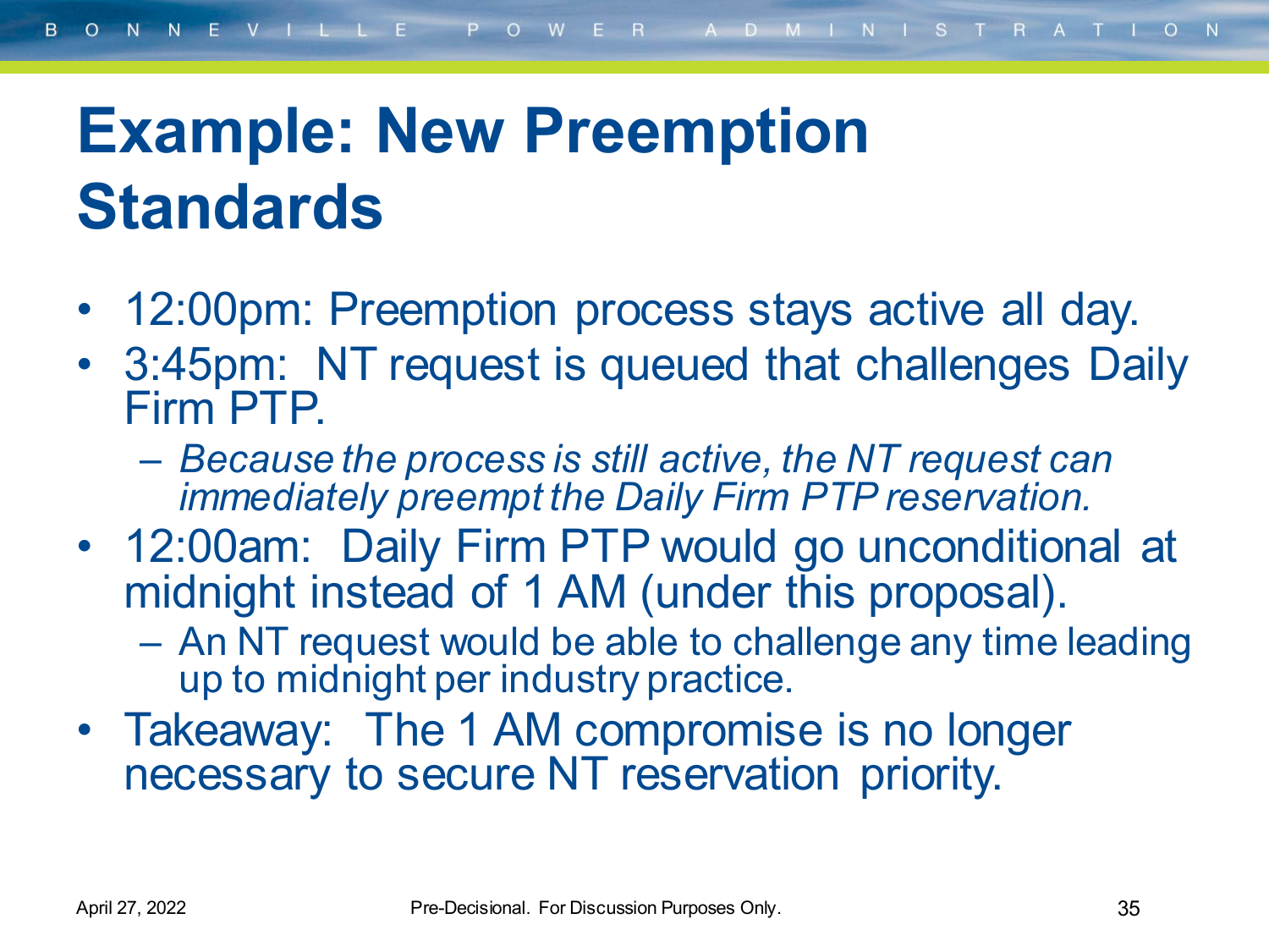# Example: New Preemption Standards

- 12:00pm: Preemption process stays active all day.
- 3:45pm: NT request is queued that challenges Daily Firm PTP.
  - *Because the process is still active, the NT request can immediately preempt the Daily Firm PTP reservation.*
- 12:00am: Daily Firm PTP would go unconditional at midnight instead of 1 AM (under this proposal).
  - An NT request would be able to challenge any time leading up to midnight per industry practice.
- Takeaway: The 1 AM compromise is no longer necessary to secure NT reservation priority.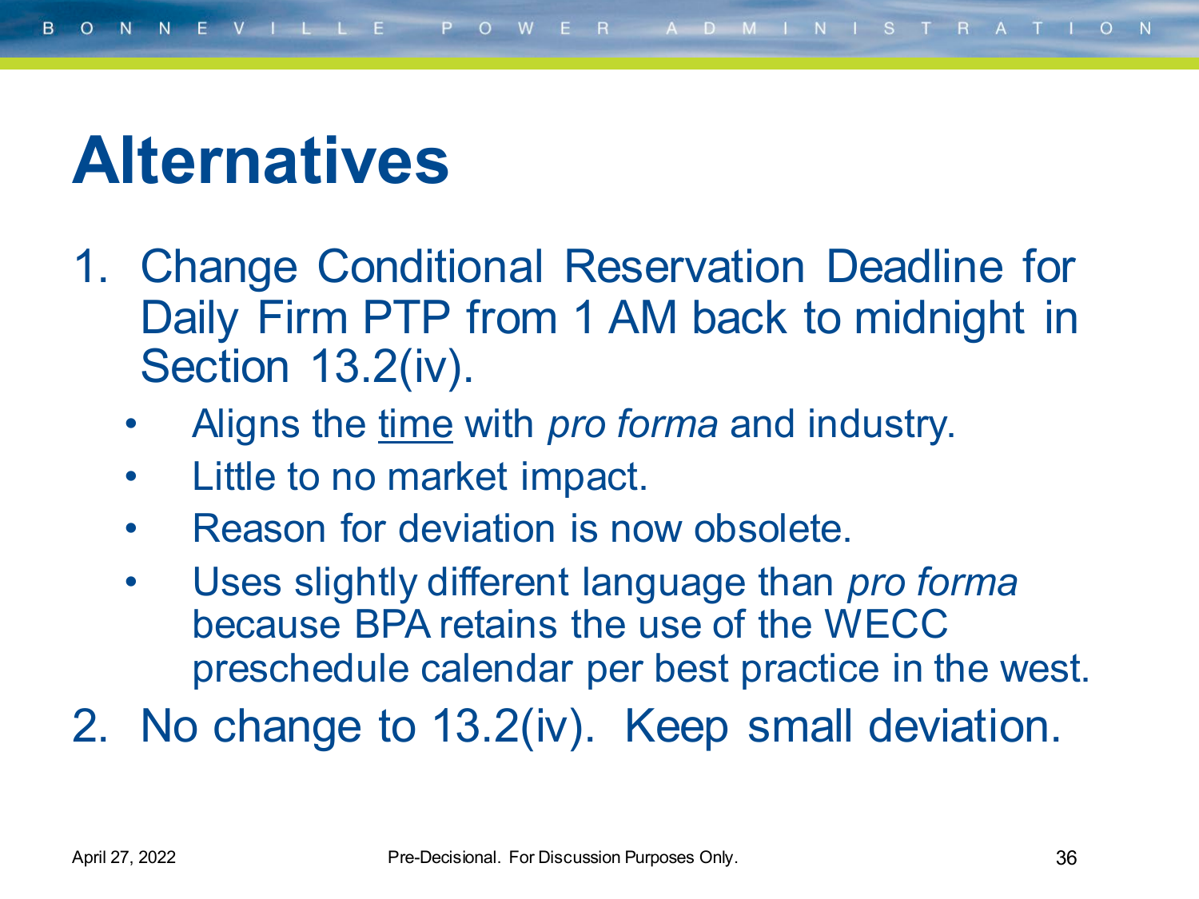# Alternatives

1. Change Conditional Reservation Deadline for Daily Firm PTP from 1 AM back to midnight in Section 13.2(iv).
   - Aligns the <u>time</u> with *pro forma* and industry.
   - Little to no market impact.
   - Reason for deviation is now obsolete.
   - Uses slightly different language than *pro forma* because BPA retains the use of the WECC preschedule calendar per best practice in the west.
2. No change to 13.2(iv). Keep small deviation.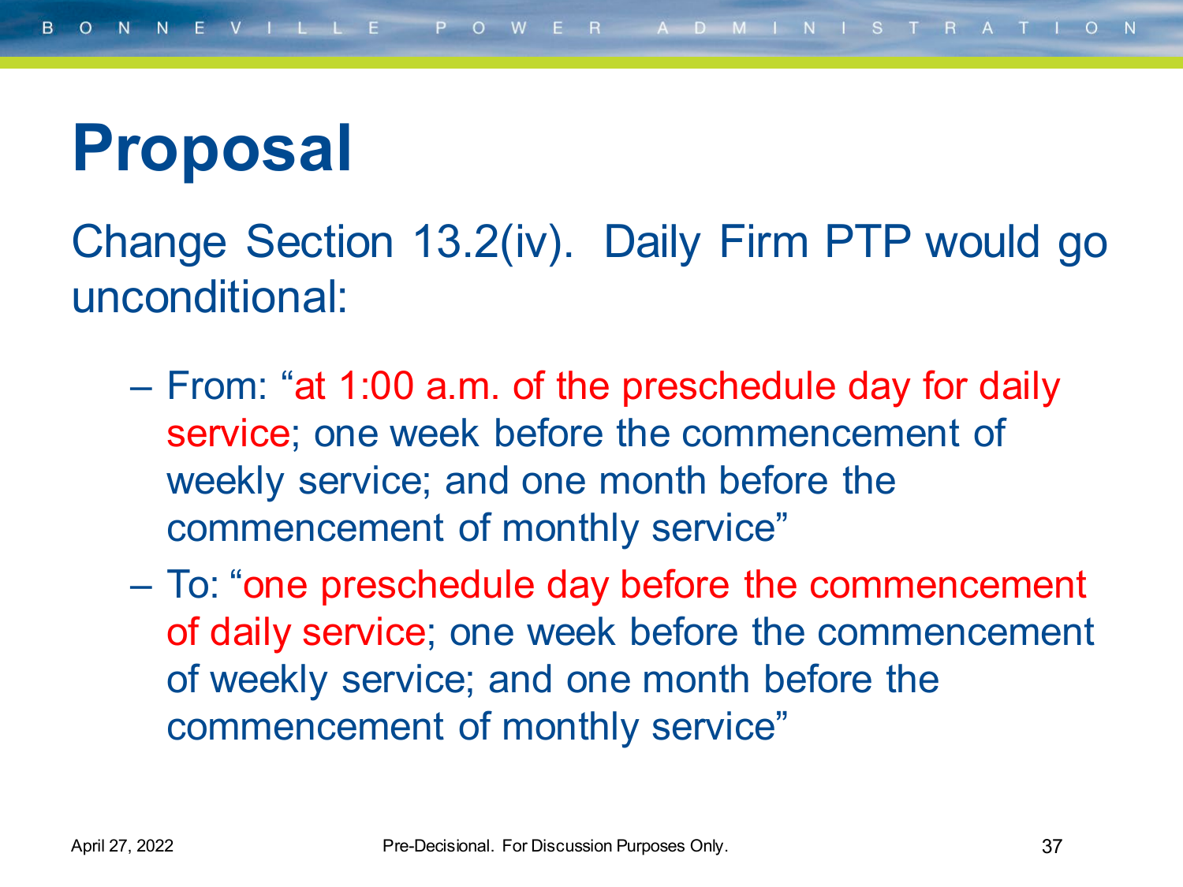# Proposal

Change Section 13.2(iv). Daily Firm PTP would go unconditional:

- From: "at 1:00 a.m. of the preschedule day for daily service; one week before the commencement of weekly service; and one month before the commencement of monthly service"
- To: "one preschedule day before the commencement of daily service; one week before the commencement of weekly service; and one month before the commencement of monthly service"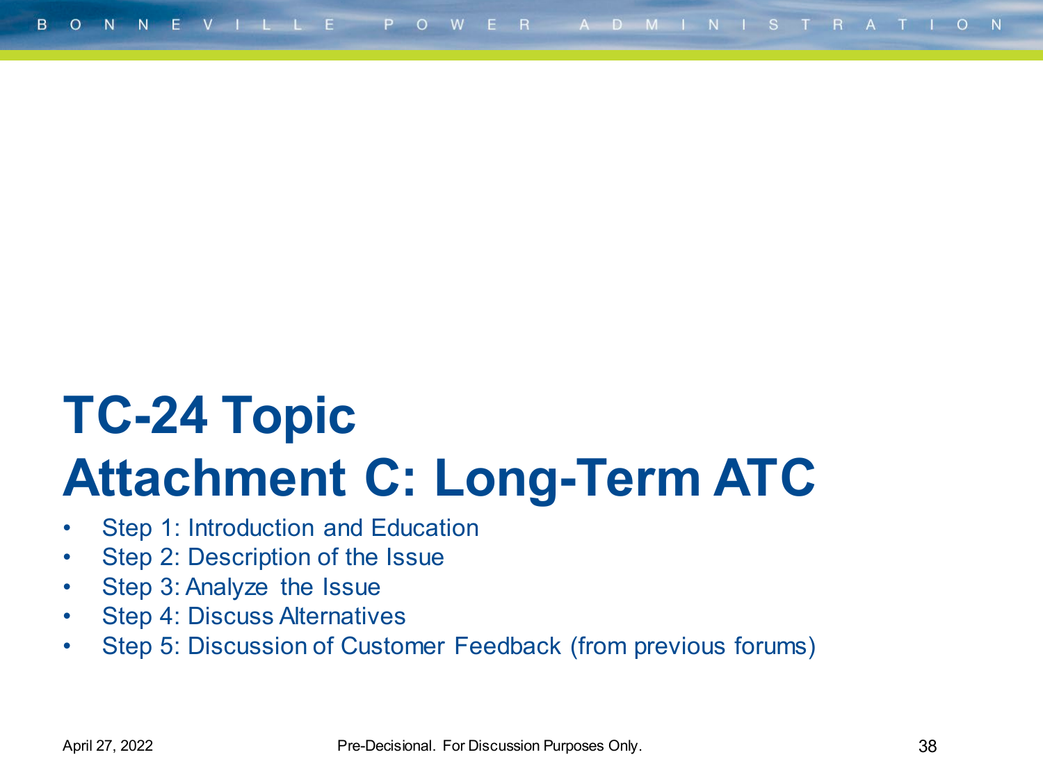# TC-24 Topic
# Attachment C: Long-Term ATC

- Step 1: Introduction and Education
- Step 2: Description of the Issue
- Step 3: Analyze the Issue
- Step 4: Discuss Alternatives
- Step 5: Discussion of Customer Feedback (from previous forums)

April 27, 2022 Pre-Decisional. For Discussion Purposes Only.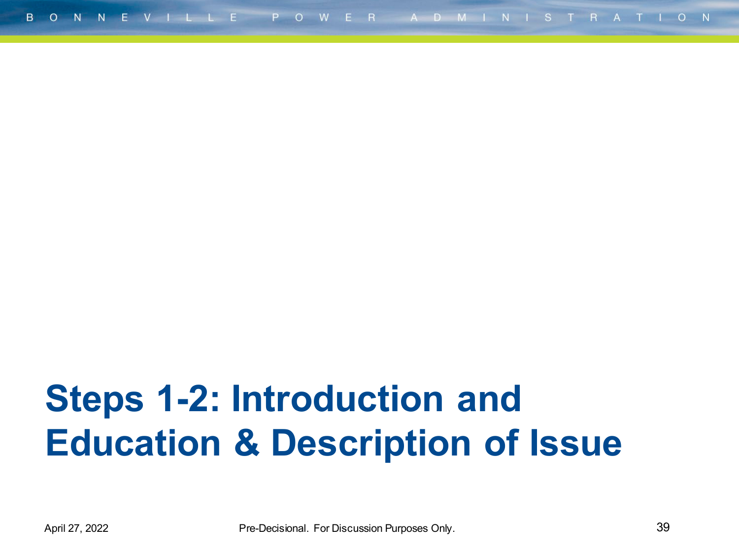# Steps 1-2: Introduction and Education & Description of Issue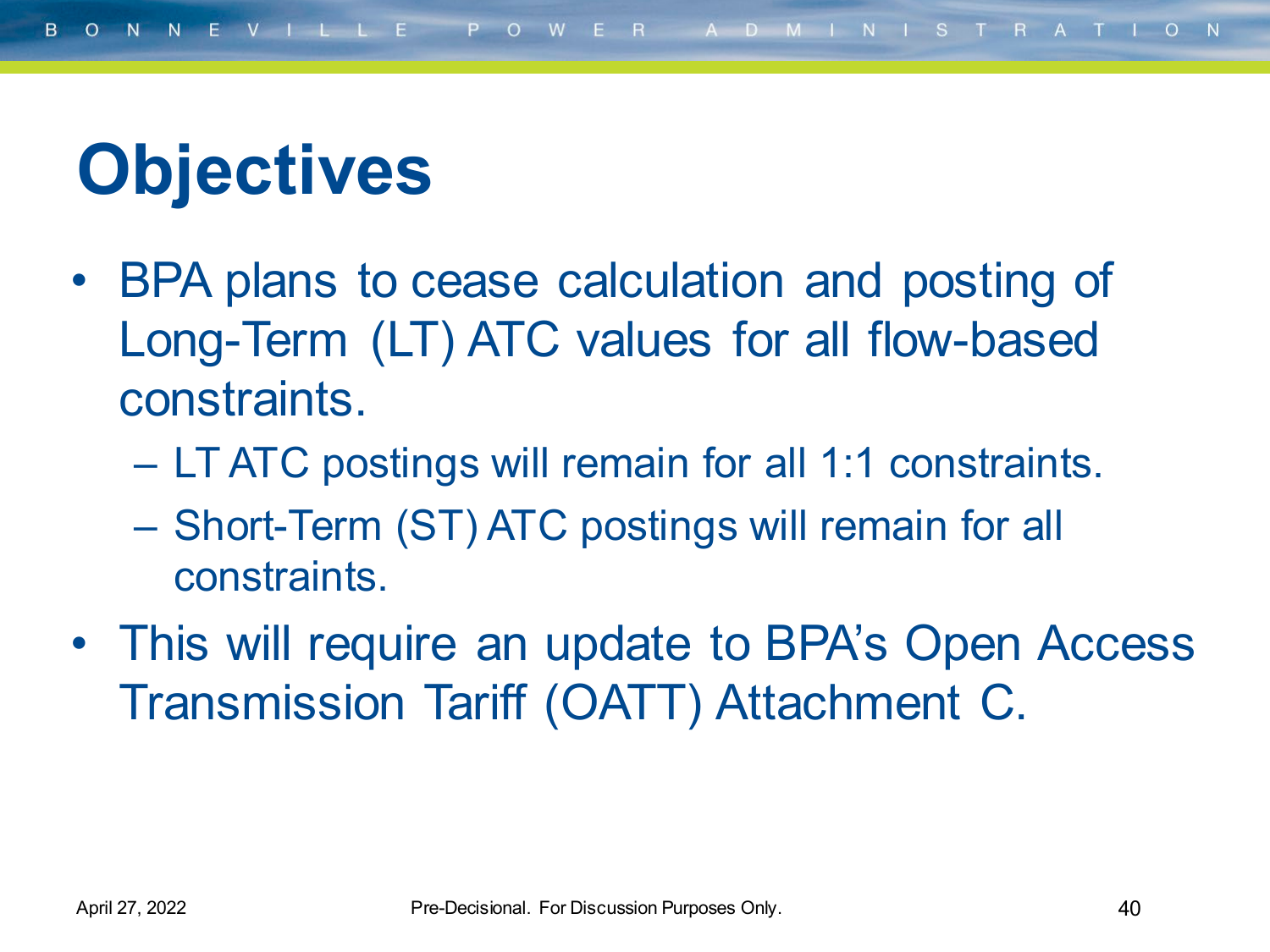# Objectives

- BPA plans to cease calculation and posting of Long-Term (LT) ATC values for all flow-based constraints.
  - LT ATC postings will remain for all 1:1 constraints.
  - Short-Term (ST) ATC postings will remain for all constraints.
- This will require an update to BPA's Open Access Transmission Tariff (OATT) Attachment C.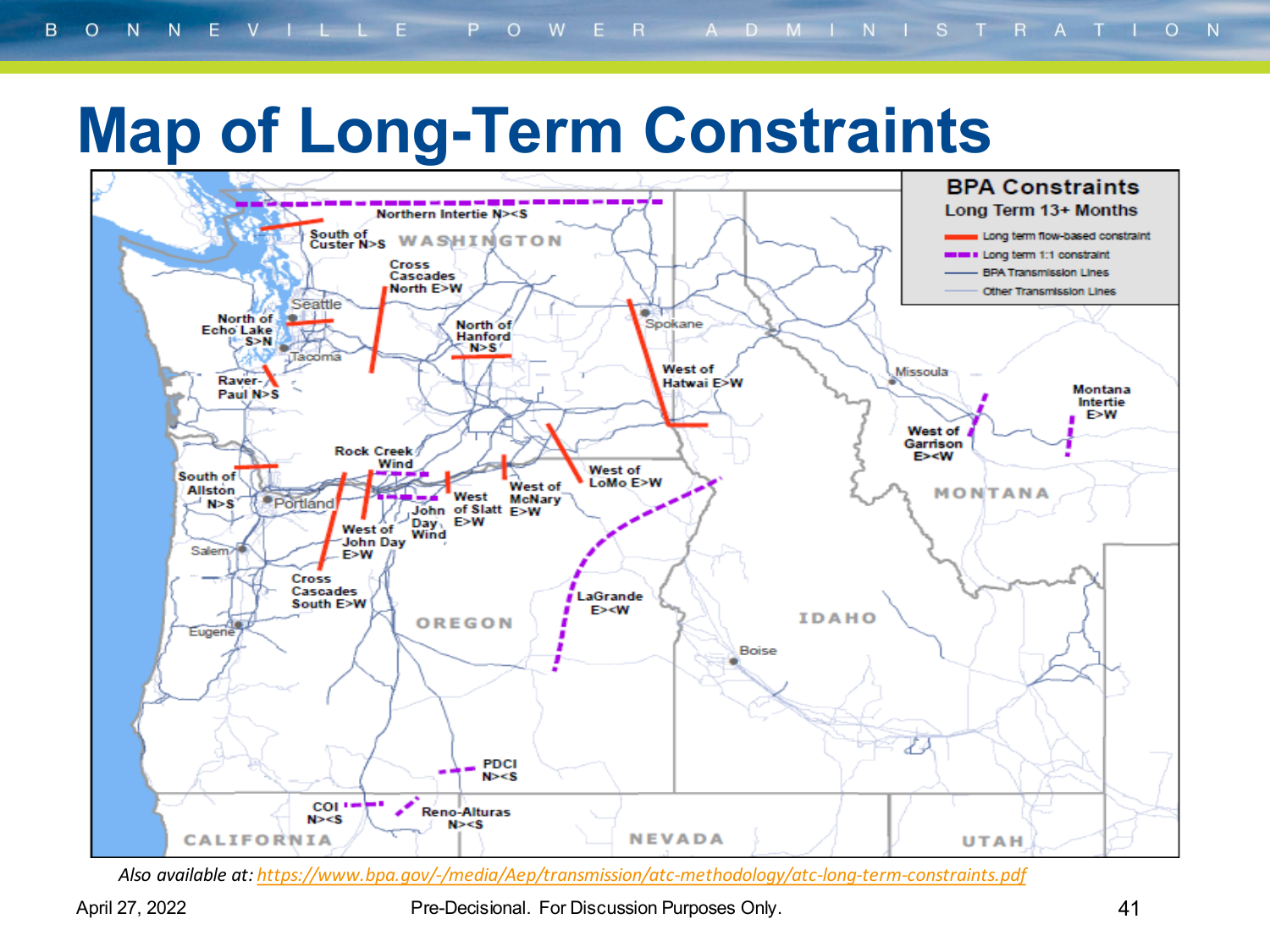# Map of Long-Term Constraints

**BPA Constraints**
**Long Term 13+ Months**

Long term flow-based constraint
Long term 1:1 constraint
BPA Transmission Lines
Other Transmission Lines

Northern Intertie N><S
South of Custer N>S
WASHINGTON
Cross Cascades North E>W
Seattle
North of Echo Lake S>N
Tacoma
North of Hanford N>S
Spokane
West of Hatwai E>W
Raver-Paul N>S
Missoula
Montana Intertie E>W
West of Garrison E><W
MONTANA
Rock Creek Wind
South of Allston N>S
Portland
West of John Day E>W
John Day Wind
West of Slatt E>W
West of McNary E>W
West of LoMo E>W
Salem
Cross Cascades South E>W
LaGrande E><W
OREGON
IDAHO
Eugene
Boise
PDCI N><S
COI N><S
Reno-Alturas N><S
CALIFORNIA
NEVADA
UTAH

*Also available at:* https://www.bpa.gov/-/media/Aep/transmission/atc-methodology/atc-long-term-constraints.pdf

April 27, 2022

Pre-Decisional. For Discussion Purposes Only.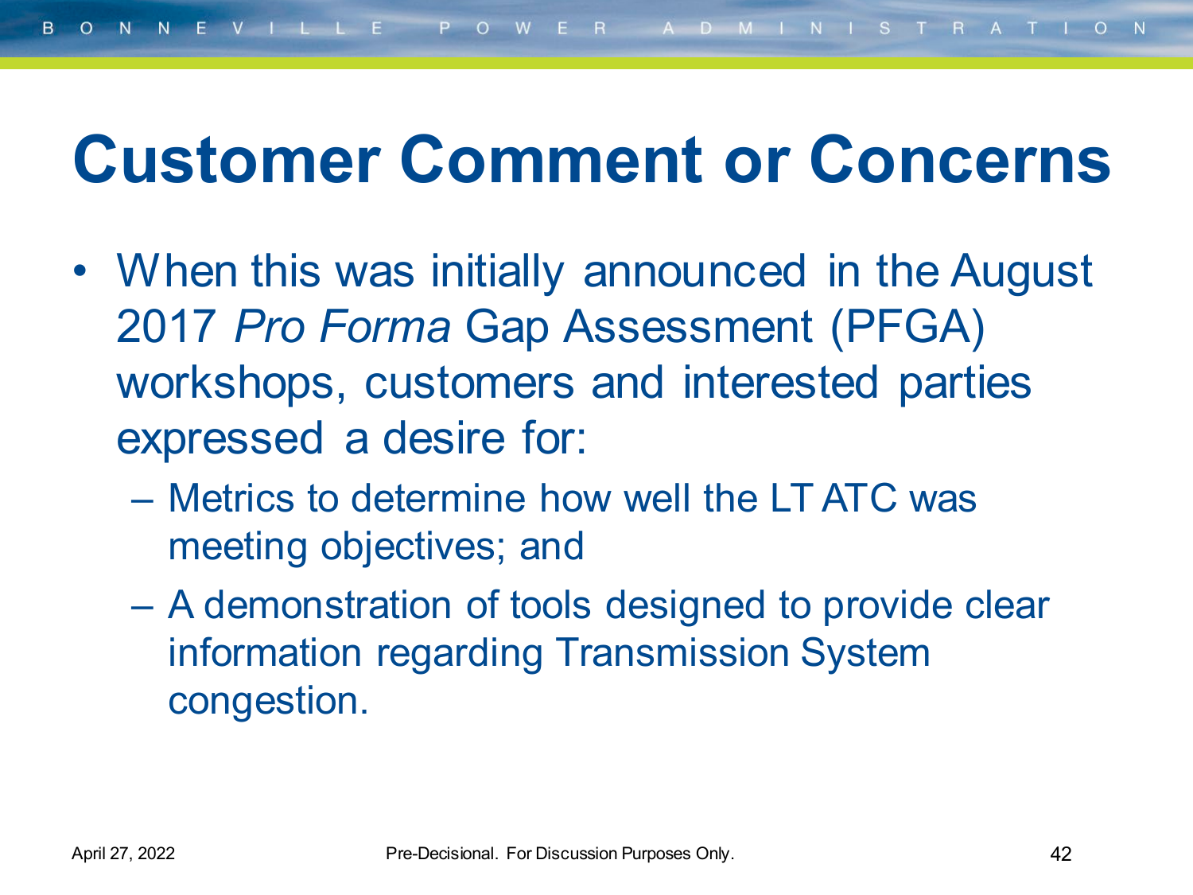# Customer Comment or Concerns

- When this was initially announced in the August 2017 *Pro Forma* Gap Assessment (PFGA) workshops, customers and interested parties expressed a desire for:
  - Metrics to determine how well the LT ATC was meeting objectives; and
  - A demonstration of tools designed to provide clear information regarding Transmission System congestion.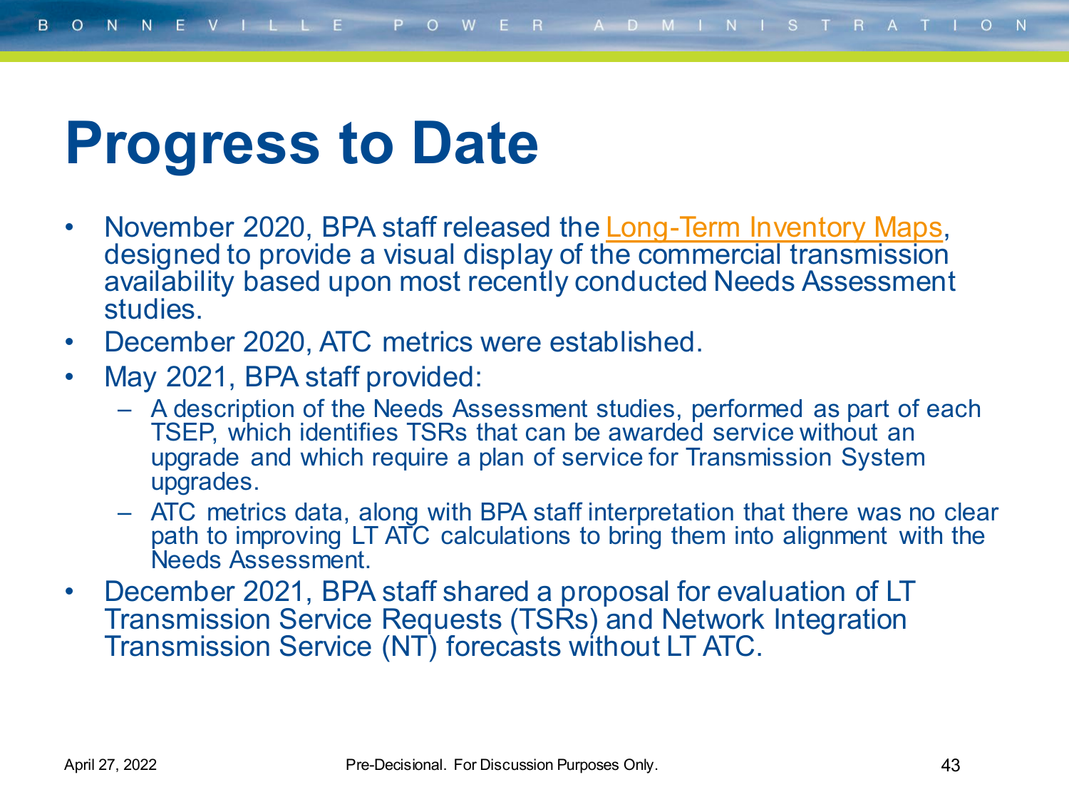# Progress to Date

- November 2020, BPA staff released the Long-Term Inventory Maps, designed to provide a visual display of the commercial transmission availability based upon most recently conducted Needs Assessment studies.
- December 2020, ATC metrics were established.
- May 2021, BPA staff provided:
  - A description of the Needs Assessment studies, performed as part of each TSEP, which identifies TSRs that can be awarded service without an upgrade and which require a plan of service for Transmission System upgrades.
  - ATC metrics data, along with BPA staff interpretation that there was no clear path to improving LT ATC calculations to bring them into alignment with the Needs Assessment.
- December 2021, BPA staff shared a proposal for evaluation of LT Transmission Service Requests (TSRs) and Network Integration Transmission Service (NT) forecasts without LT ATC.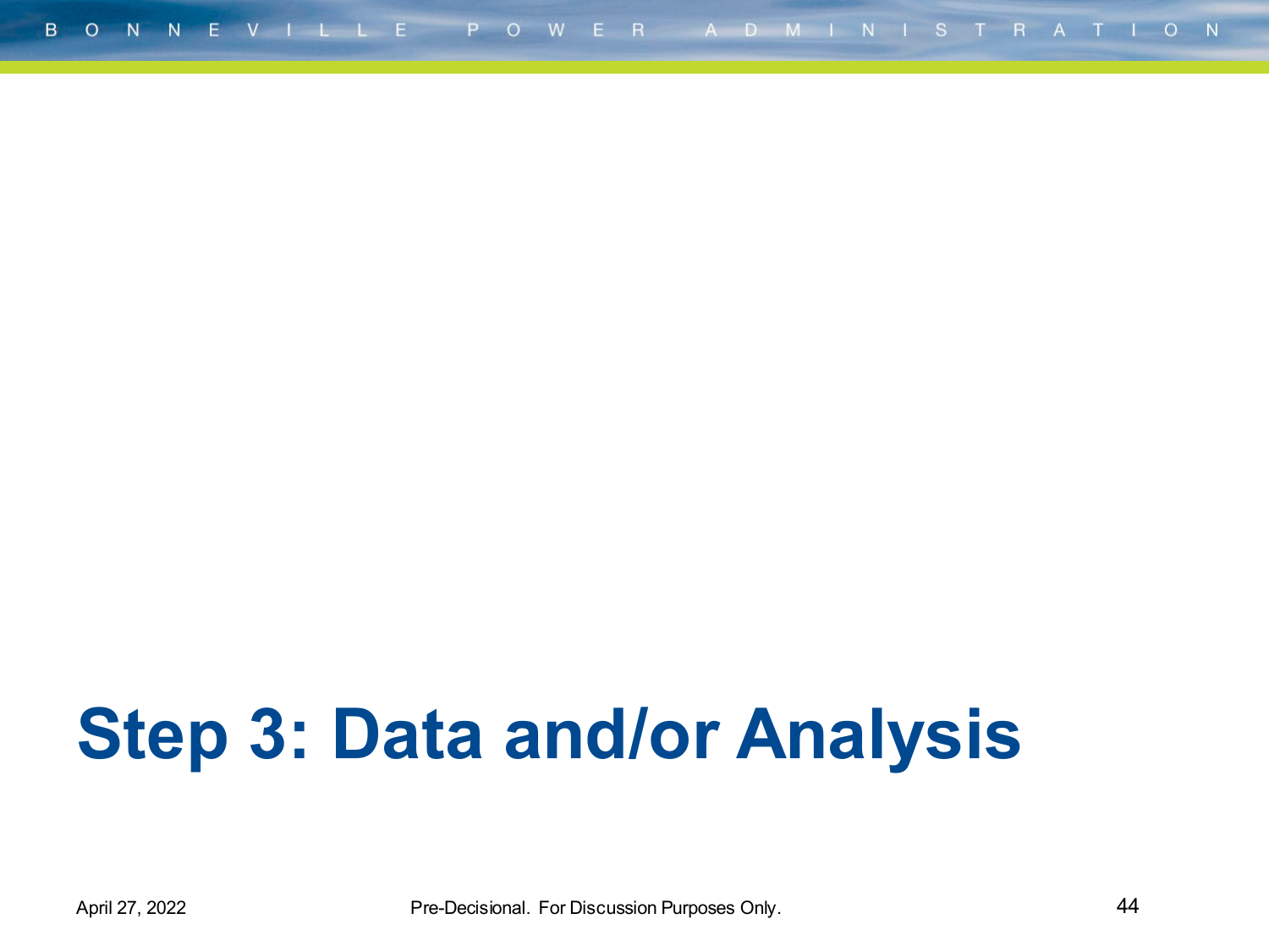# Step 3: Data and/or Analysis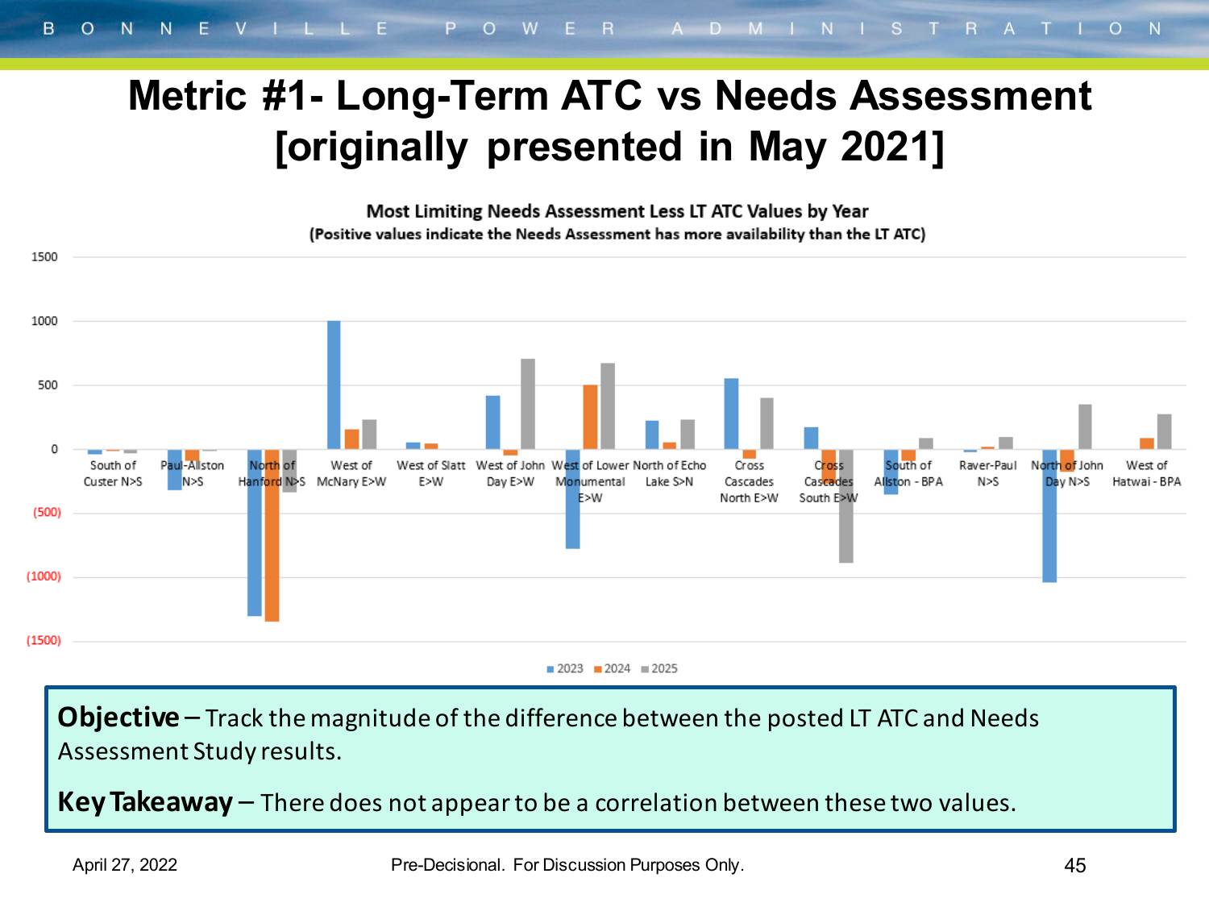# Metric #1- Long-Term ATC vs Needs Assessment [originally presented in May 2021]

Most Limiting Needs Assessment Less LT ATC Values by Year

(Positive values indicate the Needs Assessment has more availability than the LT ATC)

1500
1000
500
0
(500)
(1000)
(1500)

South of Custer N>S
Paul-Allston N>S
North of Hanford N>S
West of McNary E>W
West of Slatt E>W
West of John Day E>W
West of Lower Monumental E>W
North of Echo Lake S>N
Cross Cascades North E>W
Cross Cascades South E>W
South of Allston - BPA
Raver-Paul N>S
North of John Day N>S
West of Hatwai - BPA

2023 2024 2025

**Objective** – Track the magnitude of the difference between the posted LT ATC and Needs Assessment Study results.

**Key Takeaway** – There does not appear to be a correlation between these two values.

April 27, 2022 Pre-Decisional. For Discussion Purposes Only.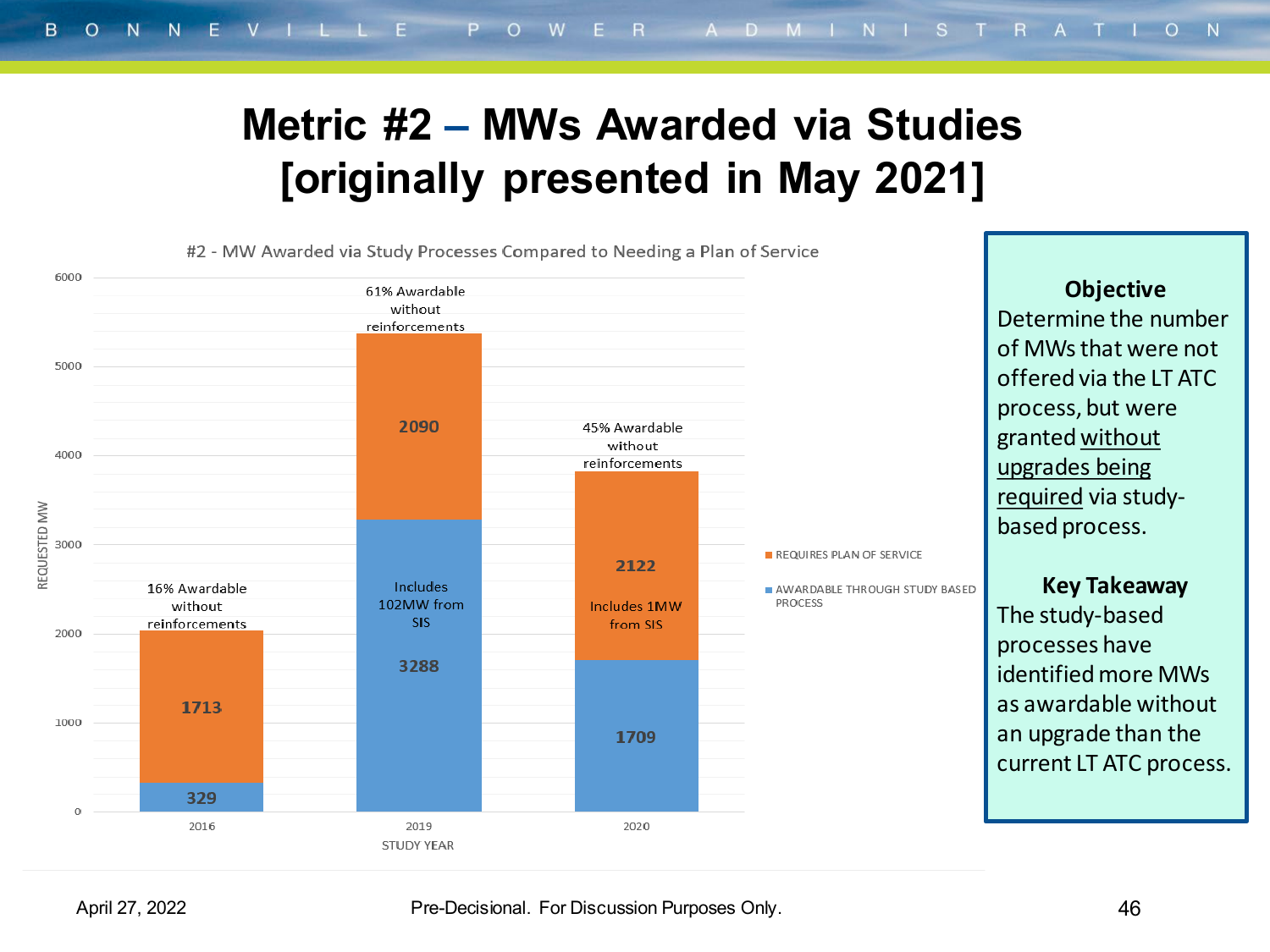# Metric #2 – MWs Awarded via Studies [originally presented in May 2021]

#2 - MW Awarded via Study Processes Compared to Needing a Plan of Service

6000
5000
4000
3000
2000
1000
0

REQUESTED MW

16% Awardable without reinforcements
1713
329
2016

61% Awardable without reinforcements
2090
Includes 102MW from SIS
3288
2019

45% Awardable without reinforcements
2122
Includes 1MW from SIS
1709
2020

STUDY YEAR

REQUIRES PLAN OF SERVICE
AWARDABLE THROUGH STUDY BASED PROCESS

**Objective**

Determine the number of MWs that were not offered via the LT ATC process, but were granted without upgrades being required via study-based process.

**Key Takeaway**

The study-based processes have identified more MWs as awardable without an upgrade than the current LT ATC process.

April 27, 2022

Pre-Decisional. For Discussion Purposes Only.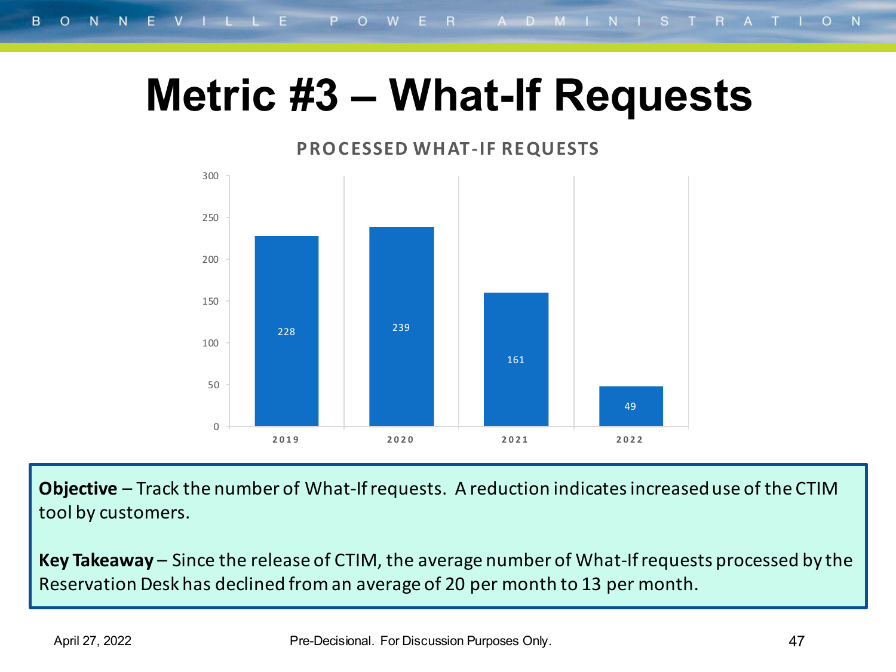# Metric #3 – What-If Requests

PROCESSED WHAT-IF REQUESTS

300
250
200
150
100
50
0

228
239
161
49

2019
2020
2021
2022

**Objective** – Track the number of What-If requests. A reduction indicates increased use of the CTIM tool by customers.

**Key Takeaway** – Since the release of CTIM, the average number of What-If requests processed by the Reservation Desk has declined from an average of 20 per month to 13 per month.

April 27, 2022 Pre-Decisional. For Discussion Purposes Only.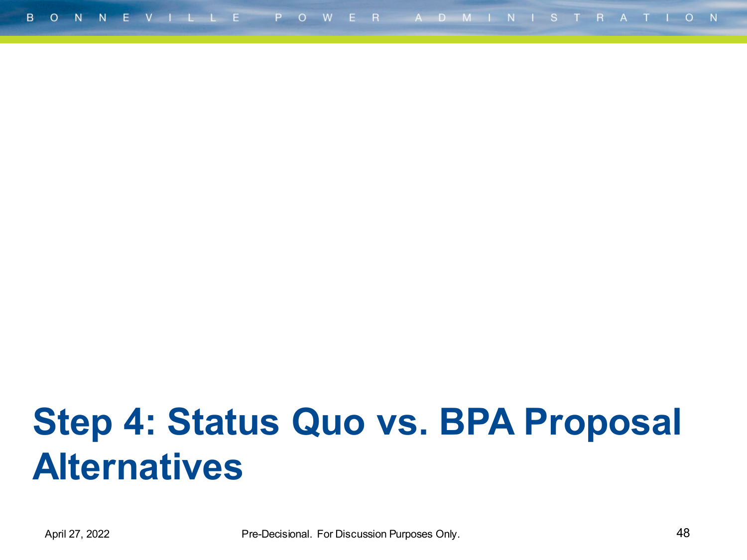# Step 4: Status Quo vs. BPA Proposal Alternatives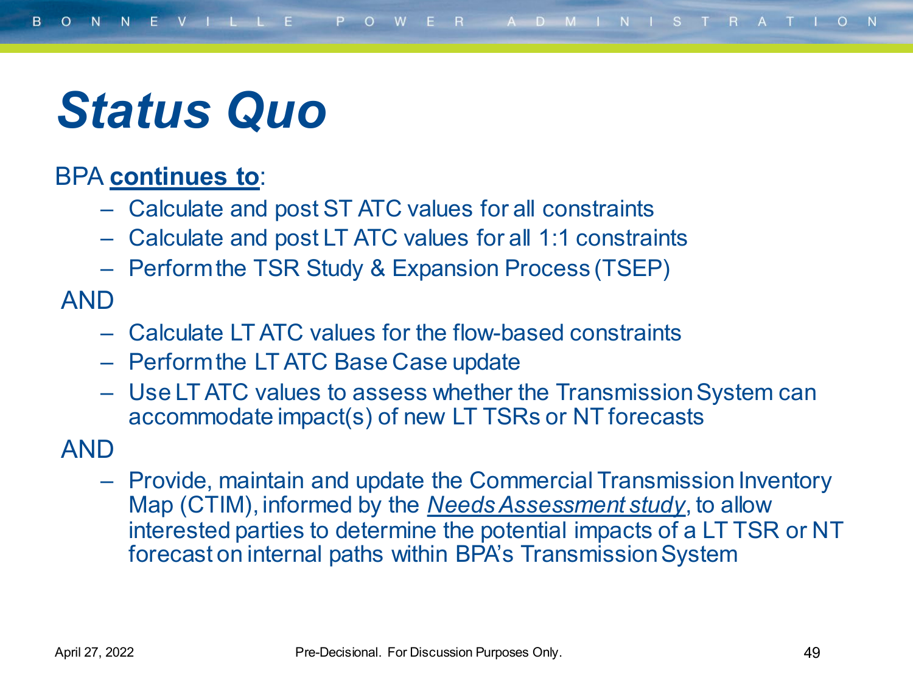# Status Quo

BPA **continues to**:

- Calculate and post ST ATC values for all constraints
- Calculate and post LT ATC values for all 1:1 constraints
- Perform the TSR Study & Expansion Process (TSEP)

AND

- Calculate LT ATC values for the flow-based constraints
- Perform the LT ATC Base Case update
- Use LT ATC values to assess whether the Transmission System can accommodate impact(s) of new LT TSRs or NT forecasts

AND

- Provide, maintain and update the Commercial Transmission Inventory Map (CTIM), informed by the *Needs Assessment study*, to allow interested parties to determine the potential impacts of a LT TSR or NT forecast on internal paths within BPA's Transmission System

April 27, 2022

Pre-Decisional. For Discussion Purposes Only.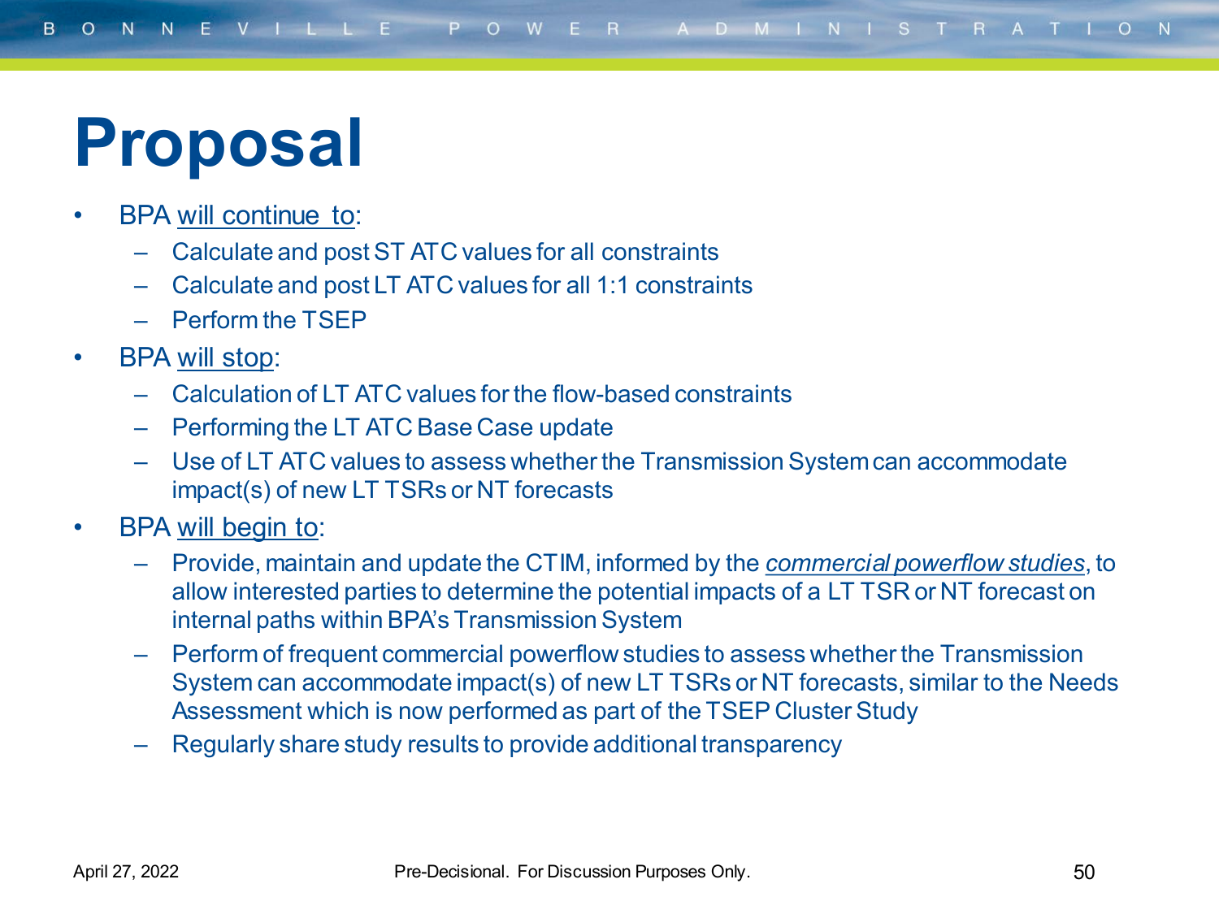# Proposal

- BPA will continue to:
  - Calculate and post ST ATC values for all constraints
  - Calculate and post LT ATC values for all 1:1 constraints
  - Perform the TSEP
- BPA will stop:
  - Calculation of LT ATC values for the flow-based constraints
  - Performing the LT ATC Base Case update
  - Use of LT ATC values to assess whether the Transmission System can accommodate impact(s) of new LT TSRs or NT forecasts
- BPA will begin to:
  - Provide, maintain and update the CTIM, informed by the *commercial powerflow studies*, to allow interested parties to determine the potential impacts of a LT TSR or NT forecast on internal paths within BPA's Transmission System
  - Perform of frequent commercial powerflow studies to assess whether the Transmission System can accommodate impact(s) of new LT TSRs or NT forecasts, similar to the Needs Assessment which is now performed as part of the TSEP Cluster Study
  - Regularly share study results to provide additional transparency

April 27, 2022 Pre-Decisional. For Discussion Purposes Only.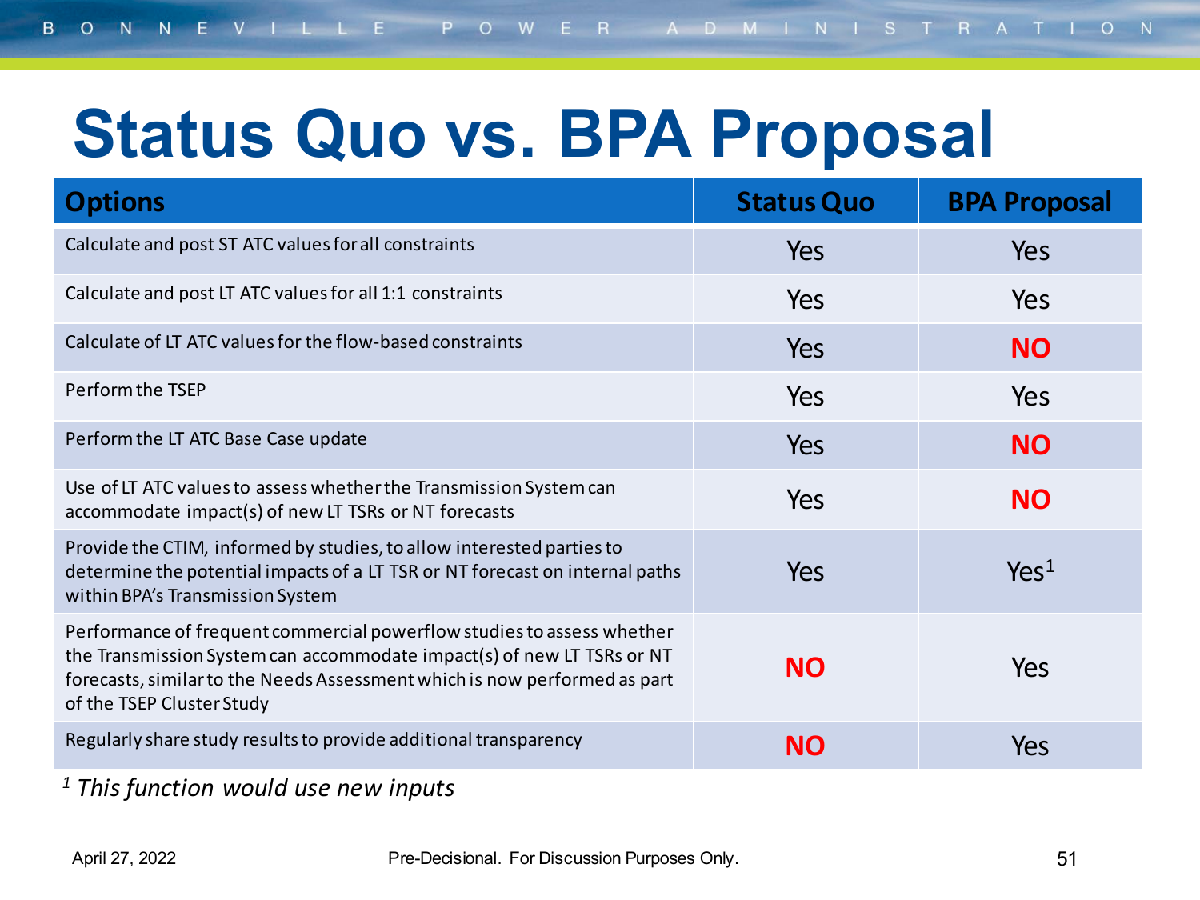# Status Quo vs. BPA Proposal

| Options | Status Quo | BPA Proposal |
|---|---|---|
| Calculate and post ST ATC values for all constraints | Yes | Yes |
| Calculate and post LT ATC values for all 1:1 constraints | Yes | Yes |
| Calculate of LT ATC values for the flow-based constraints | Yes | **NO** |
| Perform the TSEP | Yes | Yes |
| Perform the LT ATC Base Case update | Yes | **NO** |
| Use of LT ATC values to assess whether the Transmission System can accommodate impact(s) of new LT TSRs or NT forecasts | Yes | **NO** |
| Provide the CTIM, informed by studies, to allow interested parties to determine the potential impacts of a LT TSR or NT forecast on internal paths within BPA's Transmission System | Yes | Yes[1] |
| Performance of frequent commercial powerflow studies to assess whether the Transmission System can accommodate impact(s) of new LT TSRs or NT forecasts, similar to the Needs Assessment which is now performed as part of the TSEP Cluster Study | **NO** | Yes |
| Regularly share study results to provide additional transparency | **NO** | Yes |

[1] *This function would use new inputs*

April 27, 2022 Pre-Decisional. For Discussion Purposes Only.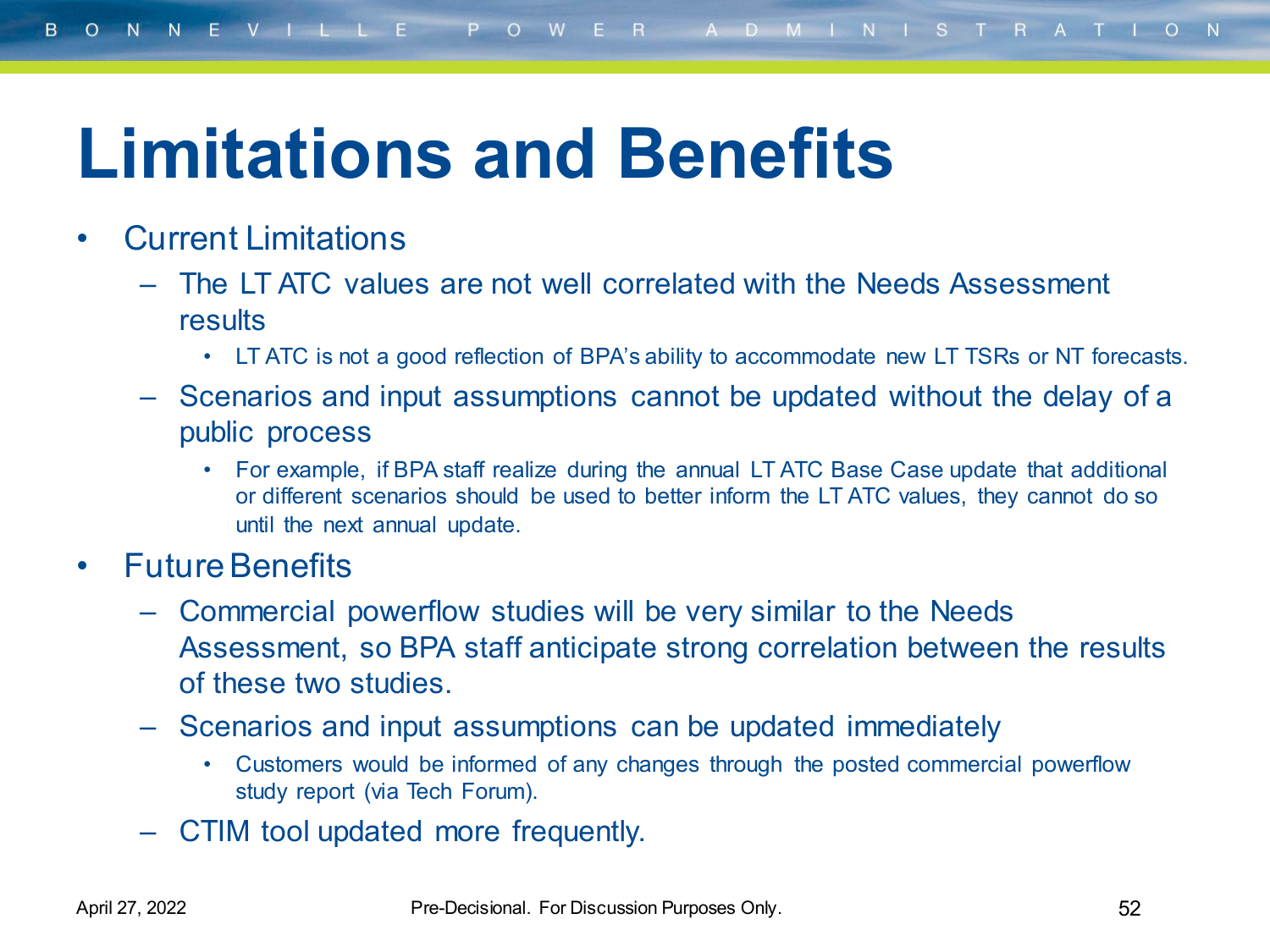# Limitations and Benefits

- Current Limitations
  - The LT ATC values are not well correlated with the Needs Assessment results
    - LT ATC is not a good reflection of BPA's ability to accommodate new LT TSRs or NT forecasts.
  - Scenarios and input assumptions cannot be updated without the delay of a public process
    - For example, if BPA staff realize during the annual LT ATC Base Case update that additional or different scenarios should be used to better inform the LT ATC values, they cannot do so until the next annual update.
- Future Benefits
  - Commercial powerflow studies will be very similar to the Needs Assessment, so BPA staff anticipate strong correlation between the results of these two studies.
  - Scenarios and input assumptions can be updated immediately
    - Customers would be informed of any changes through the posted commercial powerflow study report (via Tech Forum).
  - CTIM tool updated more frequently.

April 27, 2022 Pre-Decisional. For Discussion Purposes Only.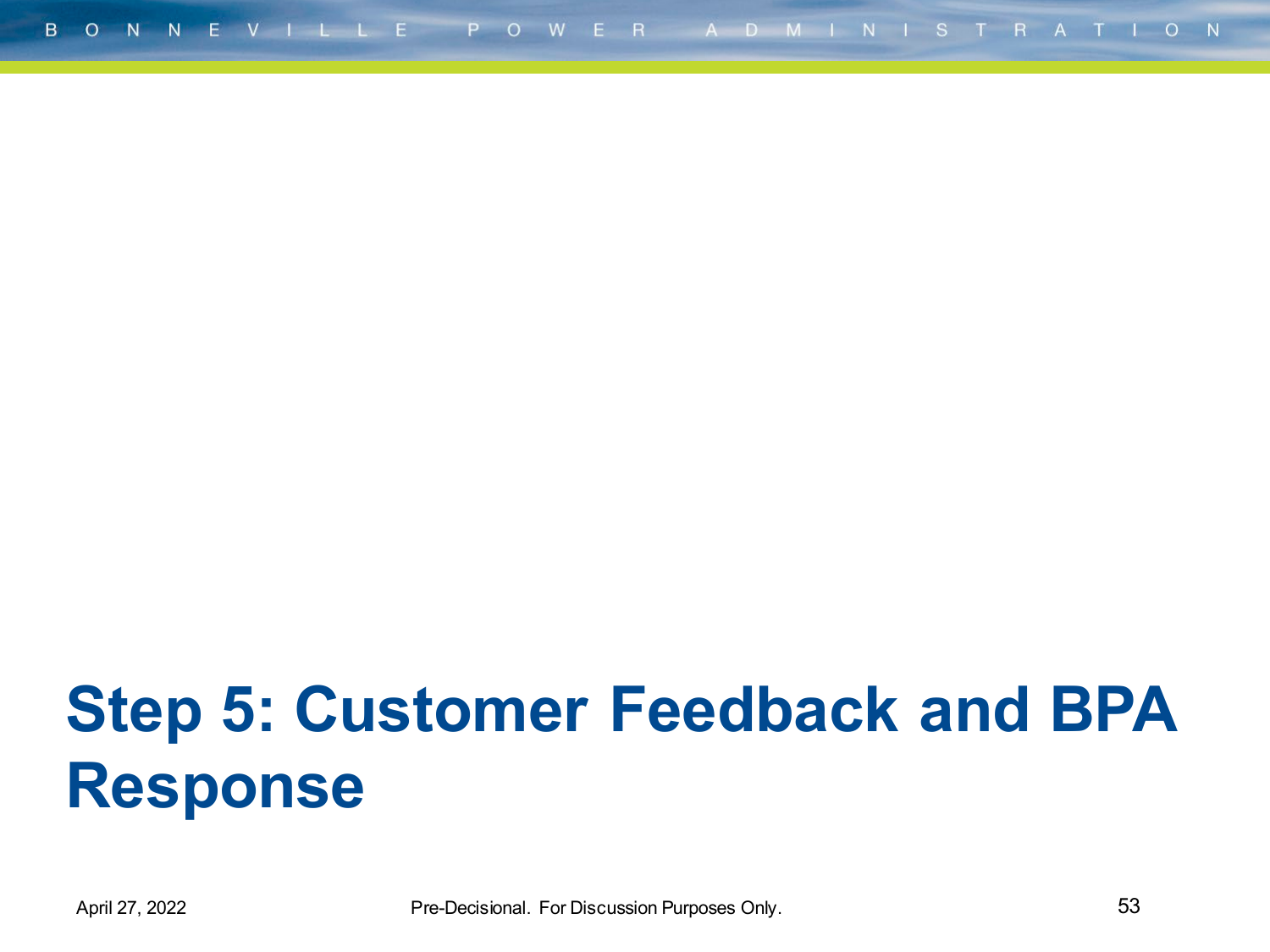# Step 5: Customer Feedback and BPA Response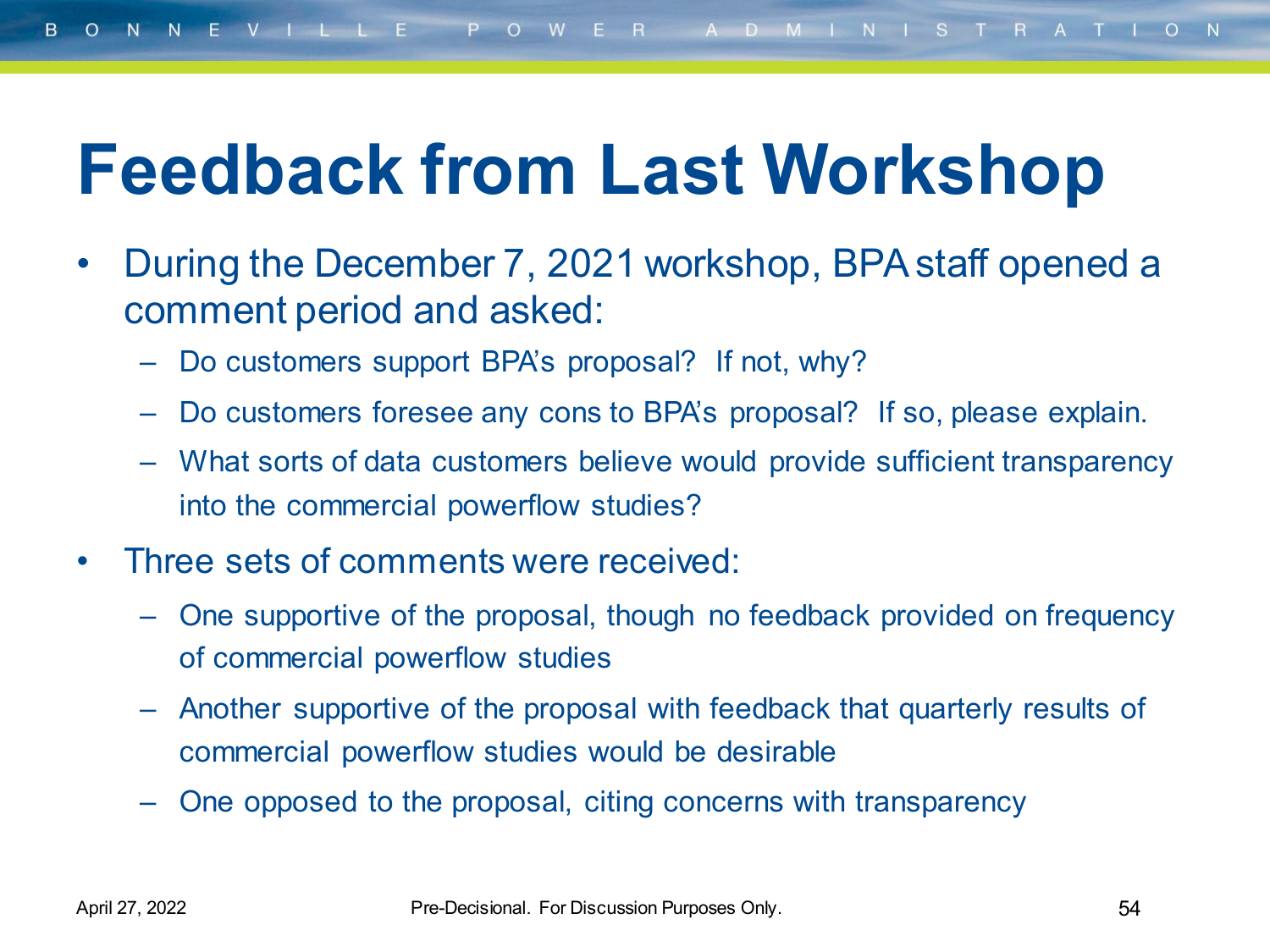# Feedback from Last Workshop

- During the December 7, 2021 workshop, BPA staff opened a comment period and asked:
  - Do customers support BPA's proposal? If not, why?
  - Do customers foresee any cons to BPA's proposal? If so, please explain.
  - What sorts of data customers believe would provide sufficient transparency into the commercial powerflow studies?
- Three sets of comments were received:
  - One supportive of the proposal, though no feedback provided on frequency of commercial powerflow studies
  - Another supportive of the proposal with feedback that quarterly results of commercial powerflow studies would be desirable
  - One opposed to the proposal, citing concerns with transparency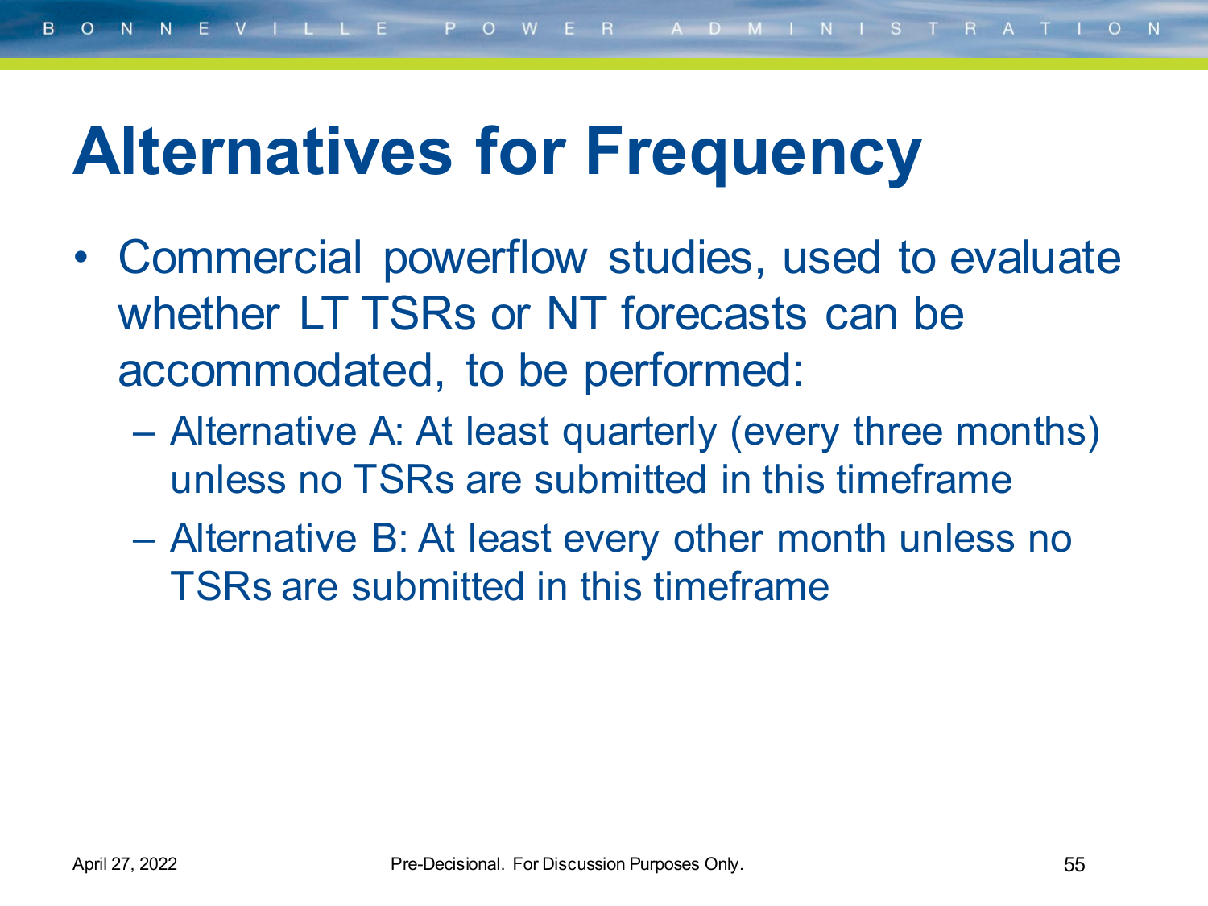# Alternatives for Frequency

- Commercial powerflow studies, used to evaluate whether LT TSRs or NT forecasts can be accommodated, to be performed:
  - Alternative A: At least quarterly (every three months) unless no TSRs are submitted in this timeframe
  - Alternative B: At least every other month unless no TSRs are submitted in this timeframe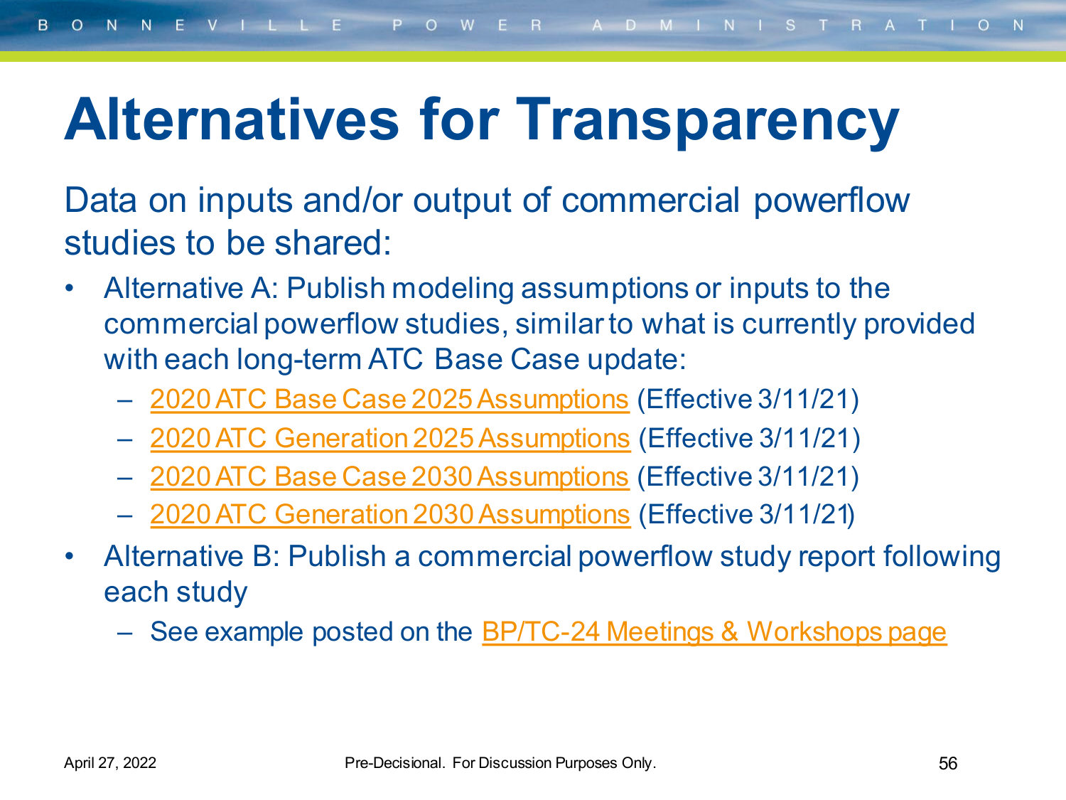# Alternatives for Transparency

Data on inputs and/or output of commercial powerflow studies to be shared:

- Alternative A: Publish modeling assumptions or inputs to the commercial powerflow studies, similar to what is currently provided with each long-term ATC Base Case update:
  - 2020 ATC Base Case 2025 Assumptions (Effective 3/11/21)
  - 2020 ATC Generation 2025 Assumptions (Effective 3/11/21)
  - 2020 ATC Base Case 2030 Assumptions (Effective 3/11/21)
  - 2020 ATC Generation 2030 Assumptions (Effective 3/11/21)
- Alternative B: Publish a commercial powerflow study report following each study
  - See example posted on the BP/TC-24 Meetings & Workshops page

April 27, 2022 Pre-Decisional. For Discussion Purposes Only.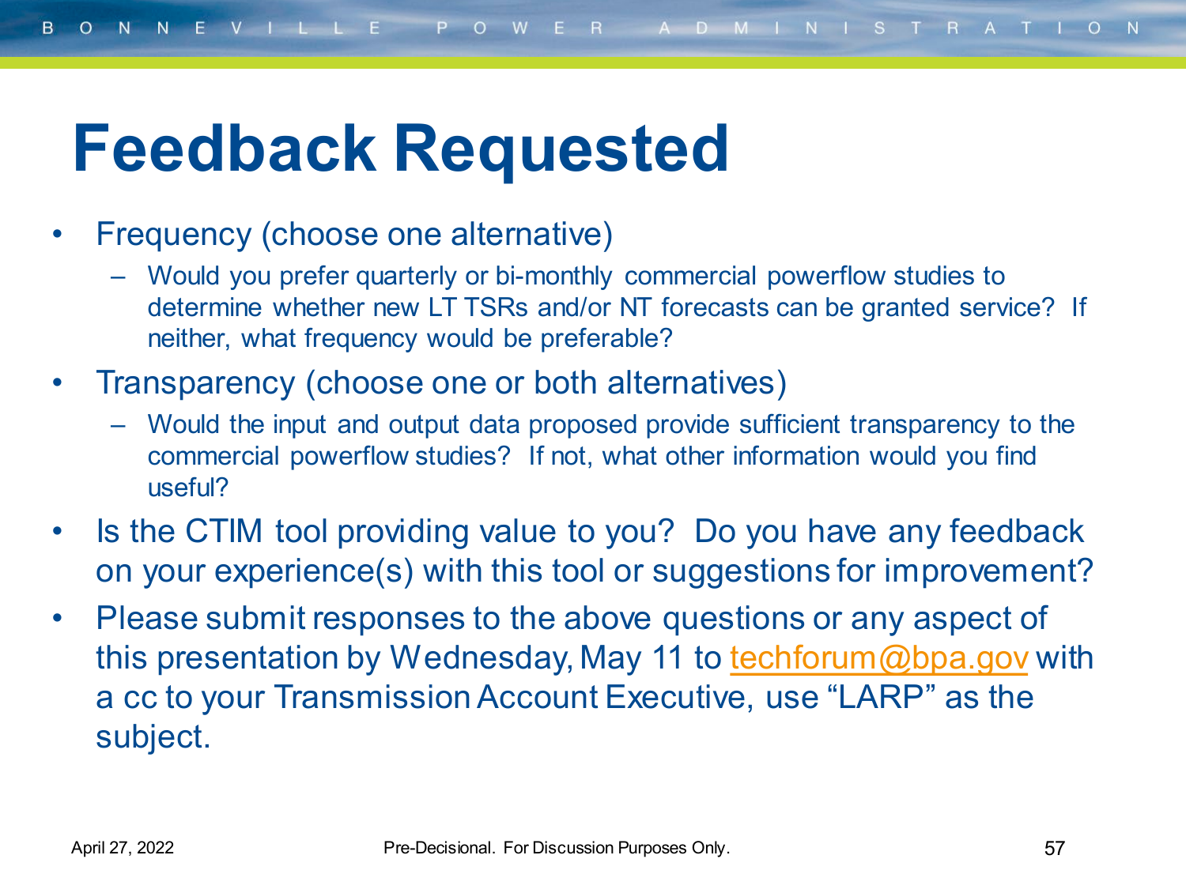# Feedback Requested

- Frequency (choose one alternative)
  - Would you prefer quarterly or bi-monthly commercial powerflow studies to determine whether new LT TSRs and/or NT forecasts can be granted service? If neither, what frequency would be preferable?
- Transparency (choose one or both alternatives)
  - Would the input and output data proposed provide sufficient transparency to the commercial powerflow studies? If not, what other information would you find useful?
- Is the CTIM tool providing value to you? Do you have any feedback on your experience(s) with this tool or suggestions for improvement?
- Please submit responses to the above questions or any aspect of this presentation by Wednesday, May 11 to techforum@bpa.gov with a cc to your Transmission Account Executive, use "LARP" as the subject.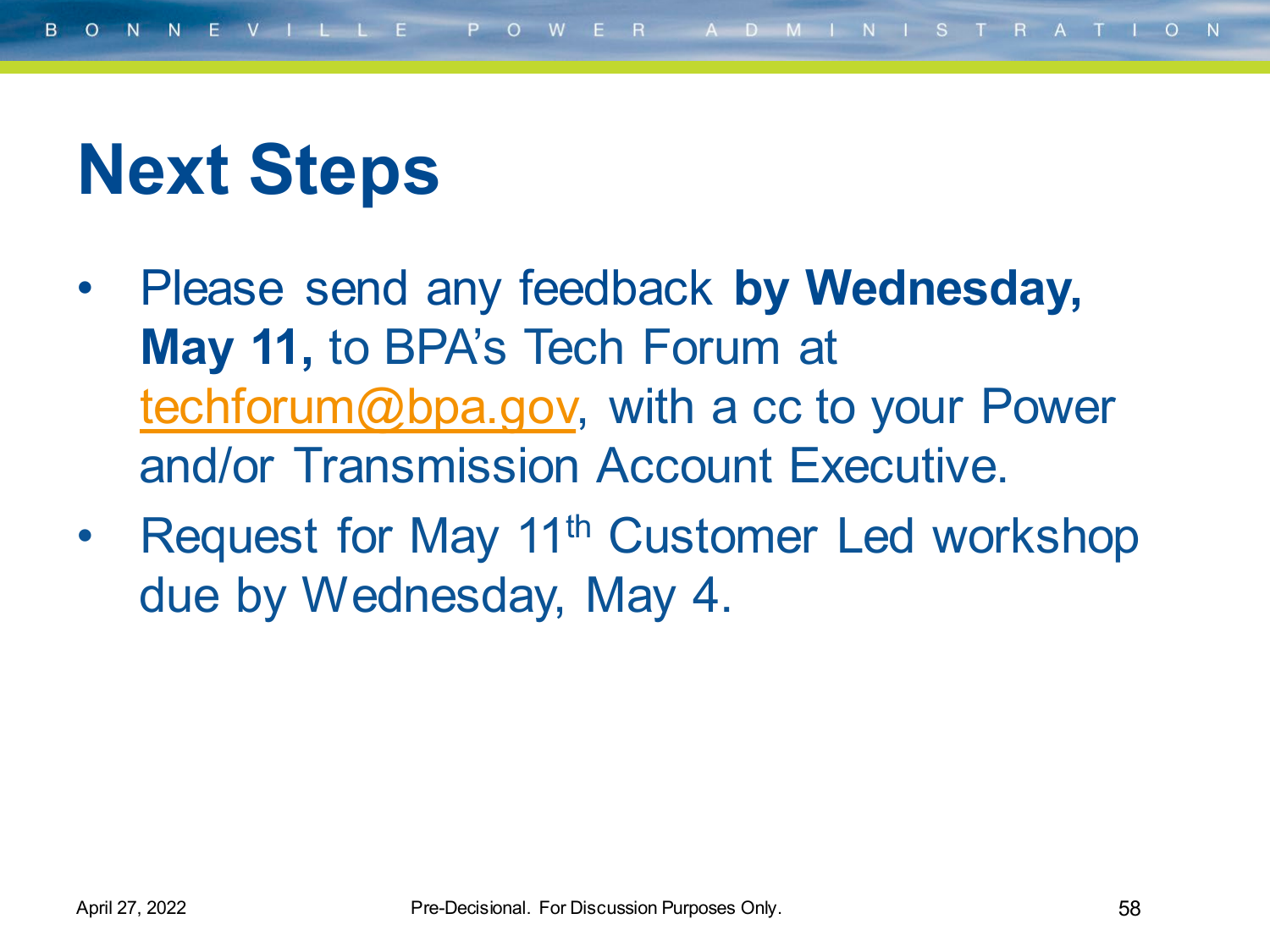# Next Steps

- Please send any feedback **by Wednesday, May 11,** to BPA's Tech Forum at techforum@bpa.gov, with a cc to your Power and/or Transmission Account Executive.
- Request for May 11th Customer Led workshop due by Wednesday, May 4.